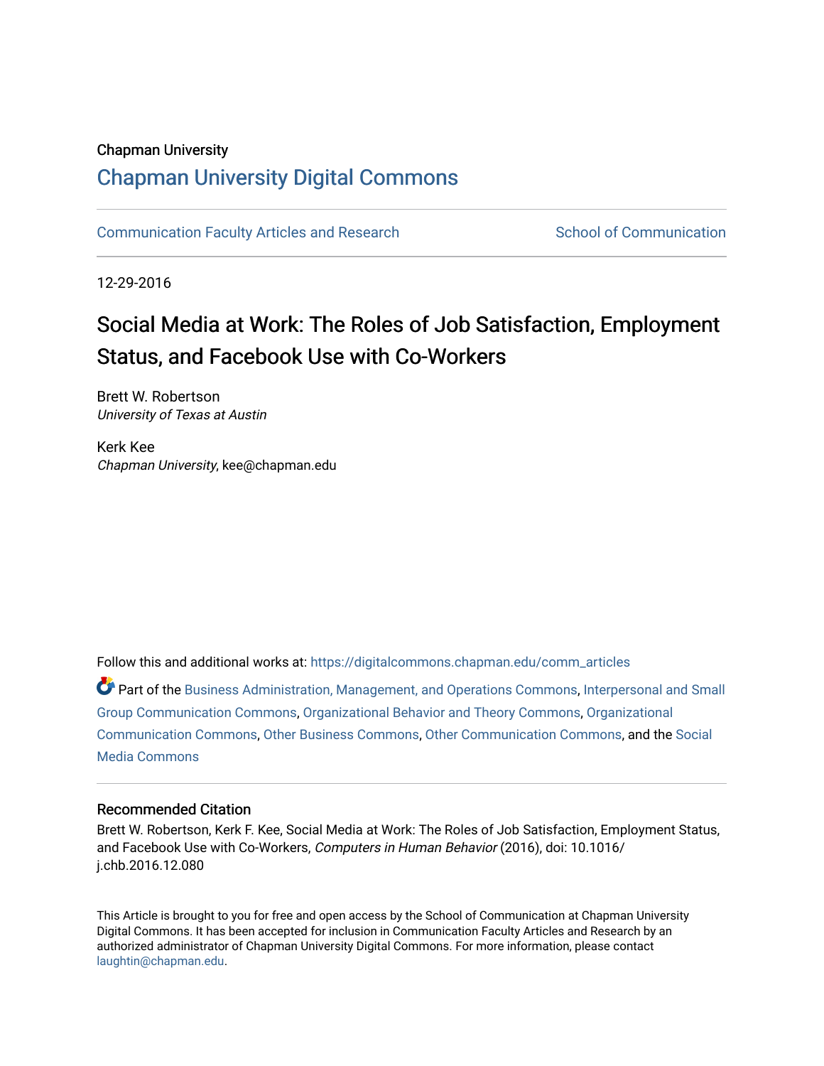Chapman University

# Chapman University Digital Commons

Communication Faculty Articles and Research | School of Communication

12-29-2016

# Social Media at Work: The Roles of Job Satisfaction, Employment Status, and Facebook Use with Co-Workers

Brett W. Robertson
*University of Texas at Austin*

Kerk Kee
*Chapman University*, kee@chapman.edu

Follow this and additional works at: https://digitalcommons.chapman.edu/comm_articles

Part of the Business Administration, Management, and Operations Commons, Interpersonal and Small Group Communication Commons, Organizational Behavior and Theory Commons, Organizational Communication Commons, Other Business Commons, Other Communication Commons, and the Social Media Commons

## Recommended Citation

Brett W. Robertson, Kerk F. Kee, Social Media at Work: The Roles of Job Satisfaction, Employment Status, and Facebook Use with Co-Workers, *Computers in Human Behavior* (2016), doi: 10.1016/j.chb.2016.12.080

This Article is brought to you for free and open access by the School of Communication at Chapman University Digital Commons. It has been accepted for inclusion in Communication Faculty Articles and Research by an authorized administrator of Chapman University Digital Commons. For more information, please contact laughtin@chapman.edu.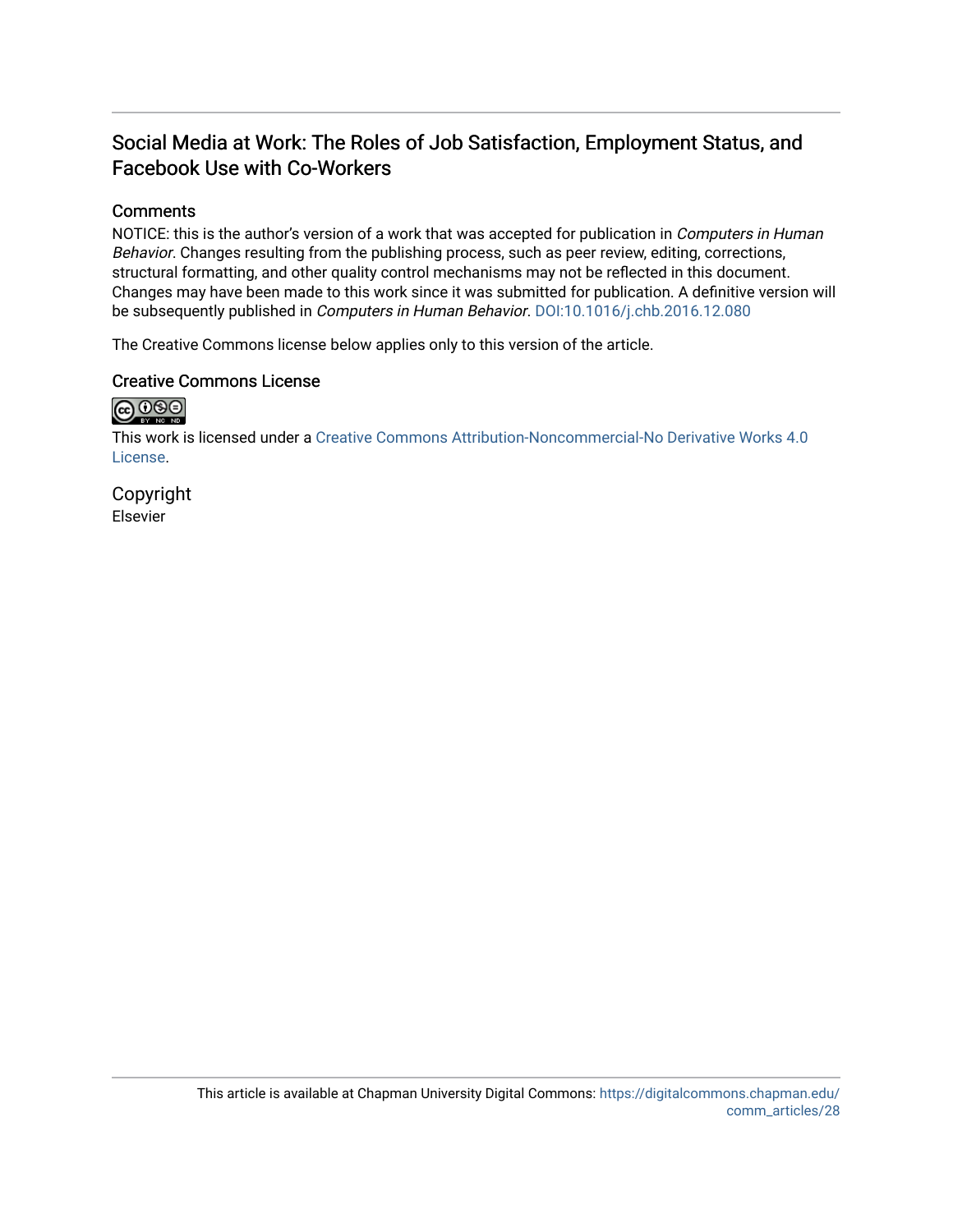# Social Media at Work: The Roles of Job Satisfaction, Employment Status, and Facebook Use with Co-Workers

## Comments

NOTICE: this is the author's version of a work that was accepted for publication in *Computers in Human Behavior*. Changes resulting from the publishing process, such as peer review, editing, corrections, structural formatting, and other quality control mechanisms may not be reflected in this document. Changes may have been made to this work since it was submitted for publication. A definitive version will be subsequently published in *Computers in Human Behavior*. DOI:10.1016/j.chb.2016.12.080

The Creative Commons license below applies only to this version of the article.

## Creative Commons License

This work is licensed under a Creative Commons Attribution-Noncommercial-No Derivative Works 4.0 License.

## Copyright

Elsevier

This article is available at Chapman University Digital Commons: https://digitalcommons.chapman.edu/comm_articles/28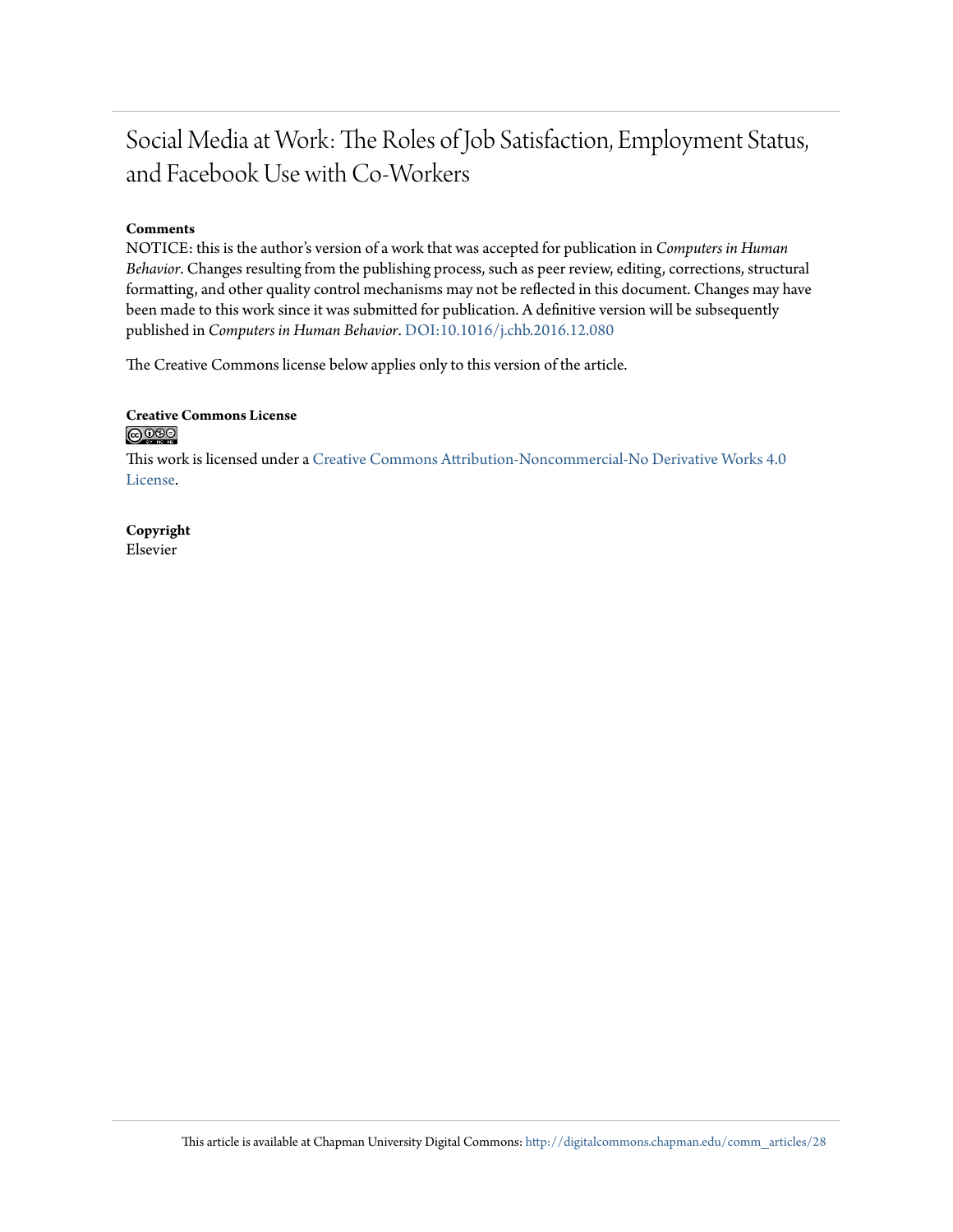# Social Media at Work: The Roles of Job Satisfaction, Employment Status, and Facebook Use with Co-Workers

**Comments**

NOTICE: this is the author's version of a work that was accepted for publication in *Computers in Human Behavior*. Changes resulting from the publishing process, such as peer review, editing, corrections, structural formatting, and other quality control mechanisms may not be reflected in this document. Changes may have been made to this work since it was submitted for publication. A definitive version will be subsequently published in *Computers in Human Behavior*. DOI:10.1016/j.chb.2016.12.080

The Creative Commons license below applies only to this version of the article.

**Creative Commons License**

This work is licensed under a Creative Commons Attribution-Noncommercial-No Derivative Works 4.0 License.

**Copyright**

Elsevier

This article is available at Chapman University Digital Commons: http://digitalcommons.chapman.edu/comm_articles/28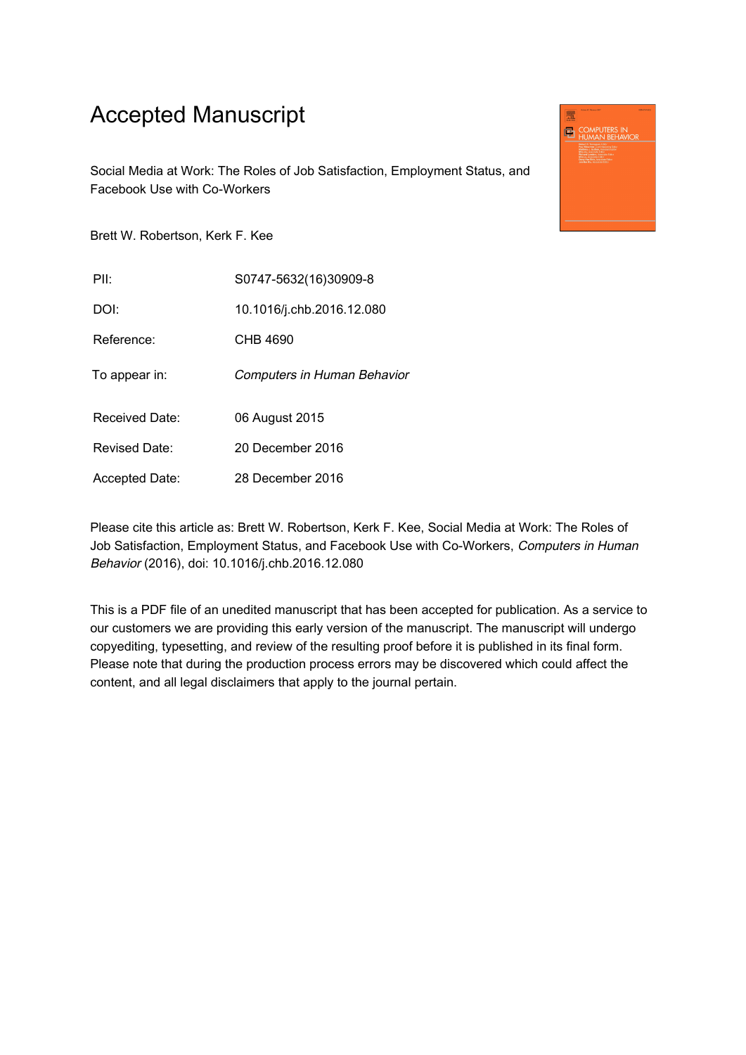# Accepted Manuscript

Social Media at Work: The Roles of Job Satisfaction, Employment Status, and Facebook Use with Co-Workers

Brett W. Robertson, Kerk F. Kee

| | |
|---|---|
| PII: | S0747-5632(16)30909-8 |
| DOI: | 10.1016/j.chb.2016.12.080 |
| Reference: | CHB 4690 |
| To appear in: | *Computers in Human Behavior* |
| Received Date: | 06 August 2015 |
| Revised Date: | 20 December 2016 |
| Accepted Date: | 28 December 2016 |

Please cite this article as: Brett W. Robertson, Kerk F. Kee, Social Media at Work: The Roles of Job Satisfaction, Employment Status, and Facebook Use with Co-Workers, *Computers in Human Behavior* (2016), doi: 10.1016/j.chb.2016.12.080

This is a PDF file of an unedited manuscript that has been accepted for publication. As a service to our customers we are providing this early version of the manuscript. The manuscript will undergo copyediting, typesetting, and review of the resulting proof before it is published in its final form. Please note that during the production process errors may be discovered which could affect the content, and all legal disclaimers that apply to the journal pertain.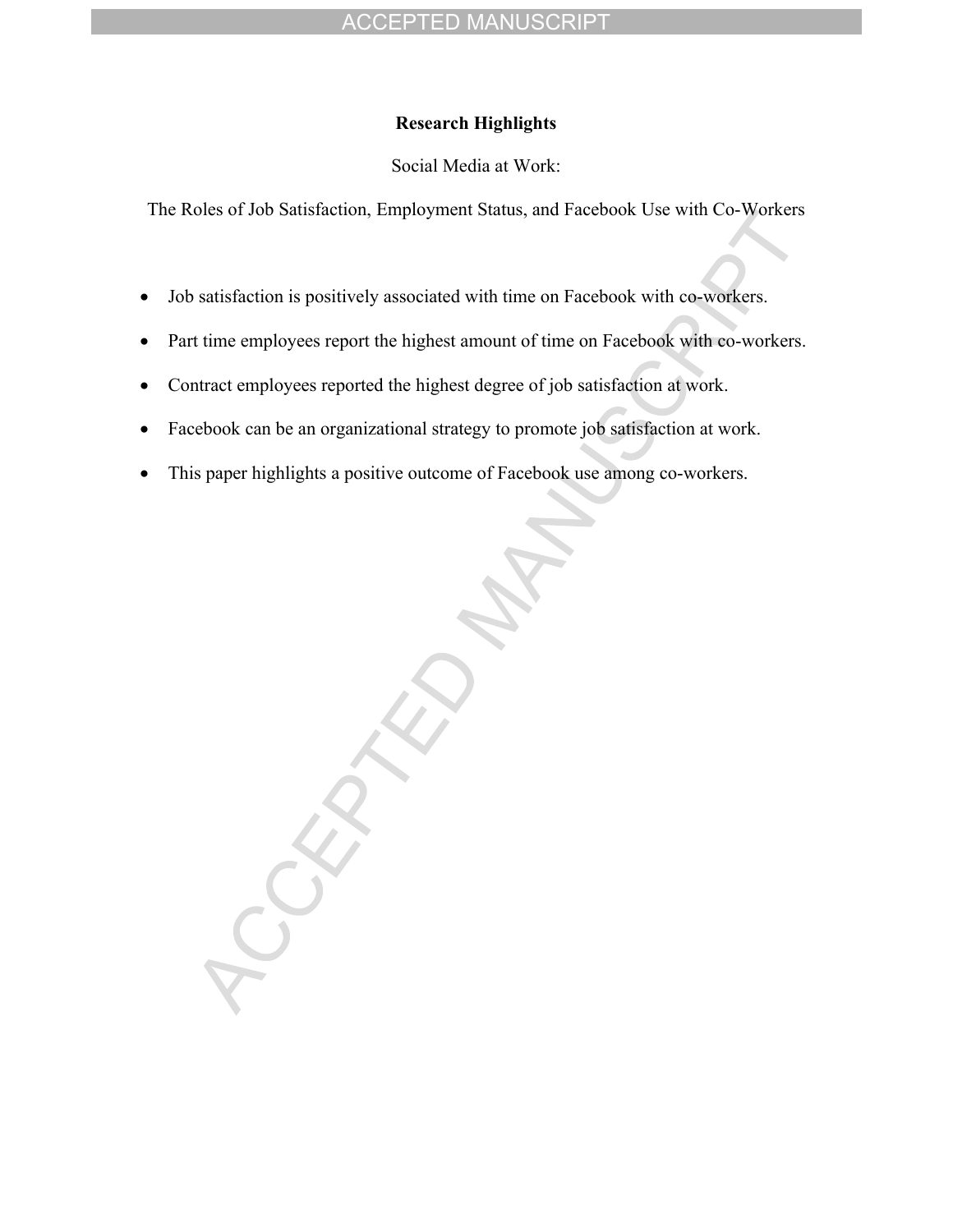**Research Highlights**

Social Media at Work:

The Roles of Job Satisfaction, Employment Status, and Facebook Use with Co-Workers

- Job satisfaction is positively associated with time on Facebook with co-workers.
- Part time employees report the highest amount of time on Facebook with co-workers.
- Contract employees reported the highest degree of job satisfaction at work.
- Facebook can be an organizational strategy to promote job satisfaction at work.
- This paper highlights a positive outcome of Facebook use among co-workers.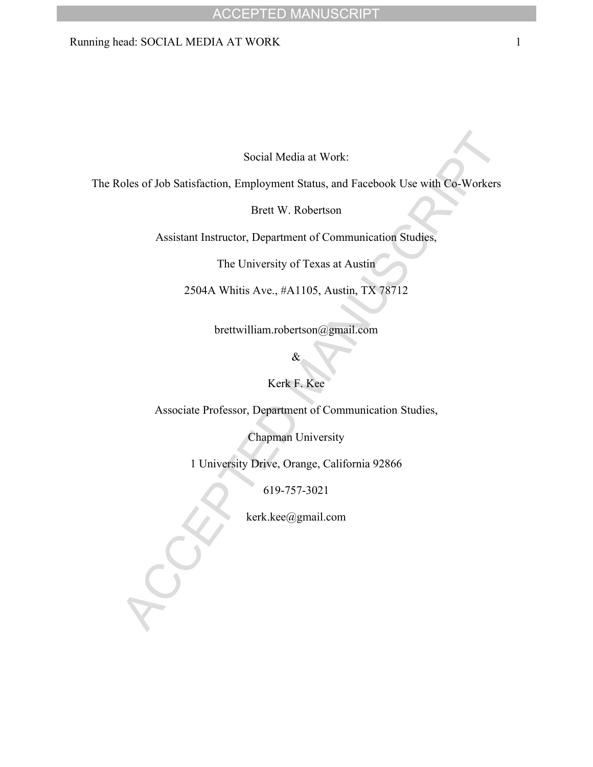Social Media at Work:

The Roles of Job Satisfaction, Employment Status, and Facebook Use with Co-Workers

Brett W. Robertson

Assistant Instructor, Department of Communication Studies,

The University of Texas at Austin

2504A Whitis Ave., #A1105, Austin, TX 78712

brettwilliam.robertson@gmail.com

&

Kerk F. Kee

Associate Professor, Department of Communication Studies,

Chapman University

1 University Drive, Orange, California 92866

619-757-3021

kerk.kee@gmail.com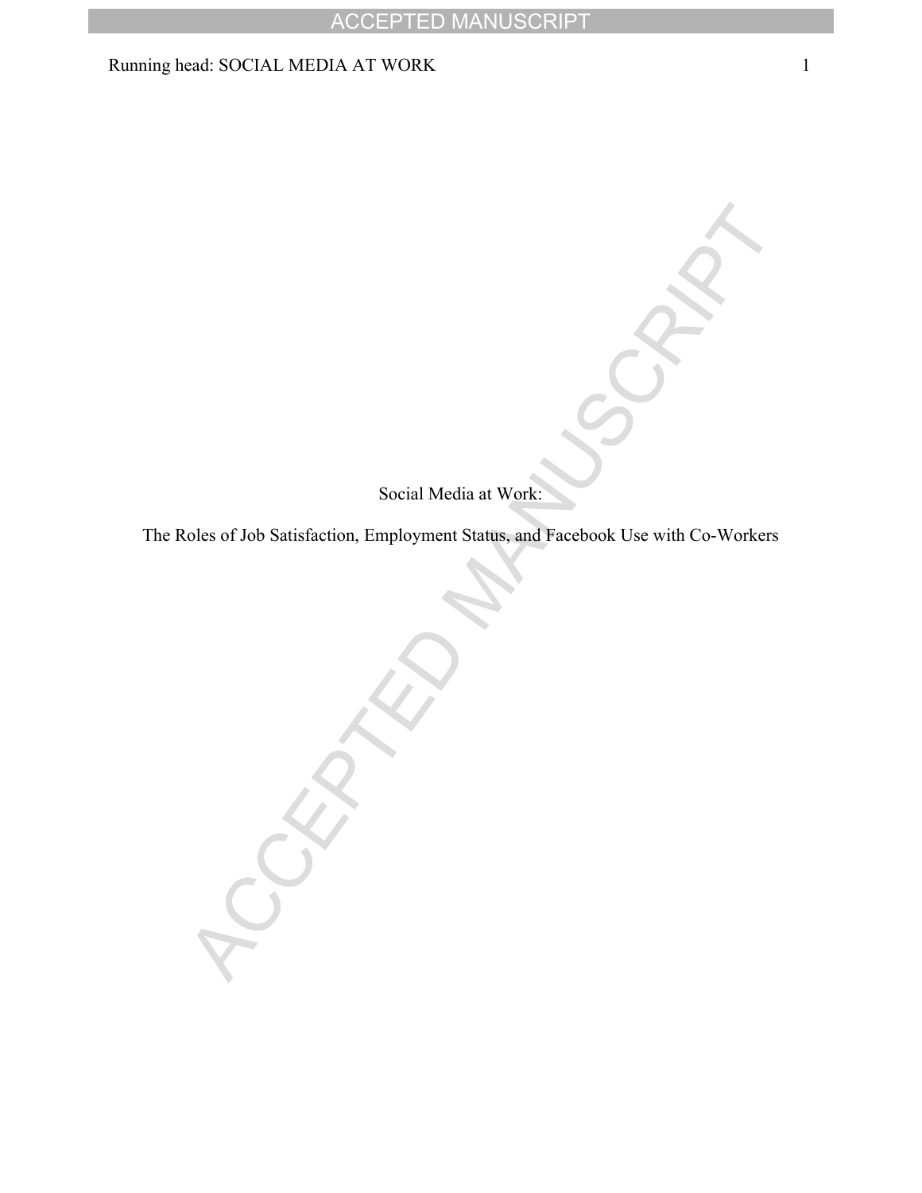Social Media at Work:

The Roles of Job Satisfaction, Employment Status, and Facebook Use with Co-Workers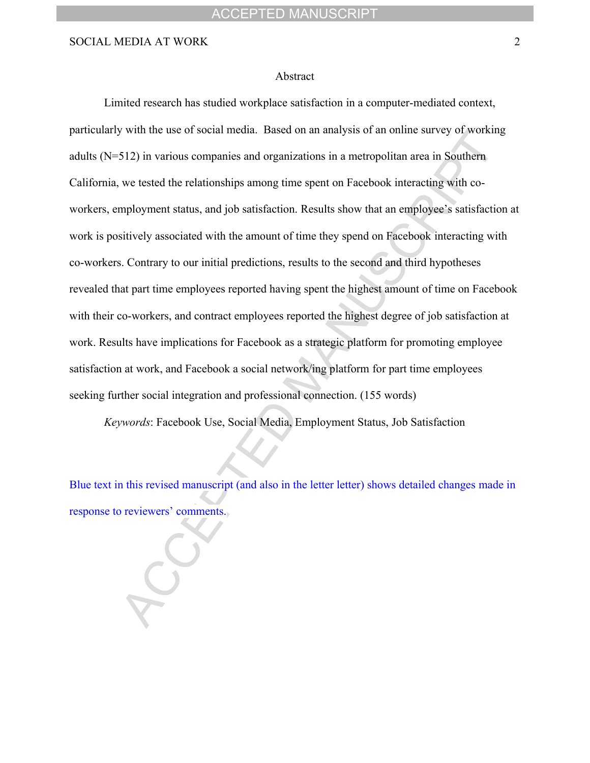## Abstract

Limited research has studied workplace satisfaction in a computer-mediated context, particularly with the use of social media. Based on an analysis of an online survey of working adults (N=512) in various companies and organizations in a metropolitan area in Southern California, we tested the relationships among time spent on Facebook interacting with co-workers, employment status, and job satisfaction. Results show that an employee's satisfaction at work is positively associated with the amount of time they spend on Facebook interacting with co-workers. Contrary to our initial predictions, results to the second and third hypotheses revealed that part time employees reported having spent the highest amount of time on Facebook with their co-workers, and contract employees reported the highest degree of job satisfaction at work. Results have implications for Facebook as a strategic platform for promoting employee satisfaction at work, and Facebook a social network/ing platform for part time employees seeking further social integration and professional connection. (155 words)

*Keywords*: Facebook Use, Social Media, Employment Status, Job Satisfaction

Blue text in this revised manuscript (and also in the letter letter) shows detailed changes made in response to reviewers' comments.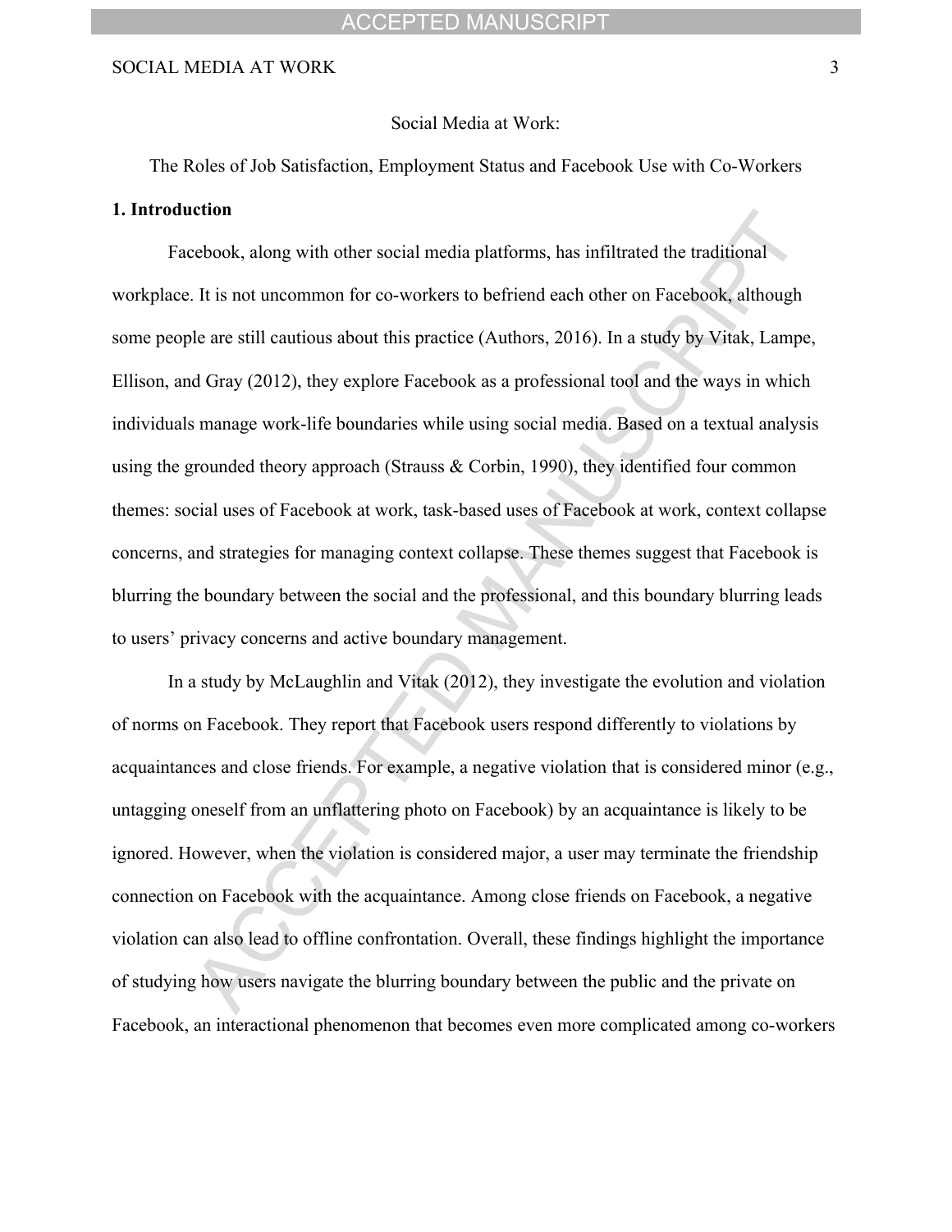Social Media at Work:

The Roles of Job Satisfaction, Employment Status and Facebook Use with Co-Workers

## 1. Introduction

Facebook, along with other social media platforms, has infiltrated the traditional workplace. It is not uncommon for co-workers to befriend each other on Facebook, although some people are still cautious about this practice (Authors, 2016). In a study by Vitak, Lampe, Ellison, and Gray (2012), they explore Facebook as a professional tool and the ways in which individuals manage work-life boundaries while using social media. Based on a textual analysis using the grounded theory approach (Strauss & Corbin, 1990), they identified four common themes: social uses of Facebook at work, task-based uses of Facebook at work, context collapse concerns, and strategies for managing context collapse. These themes suggest that Facebook is blurring the boundary between the social and the professional, and this boundary blurring leads to users' privacy concerns and active boundary management.

In a study by McLaughlin and Vitak (2012), they investigate the evolution and violation of norms on Facebook. They report that Facebook users respond differently to violations by acquaintances and close friends. For example, a negative violation that is considered minor (e.g., untagging oneself from an unflattering photo on Facebook) by an acquaintance is likely to be ignored. However, when the violation is considered major, a user may terminate the friendship connection on Facebook with the acquaintance. Among close friends on Facebook, a negative violation can also lead to offline confrontation. Overall, these findings highlight the importance of studying how users navigate the blurring boundary between the public and the private on Facebook, an interactional phenomenon that becomes even more complicated among co-workers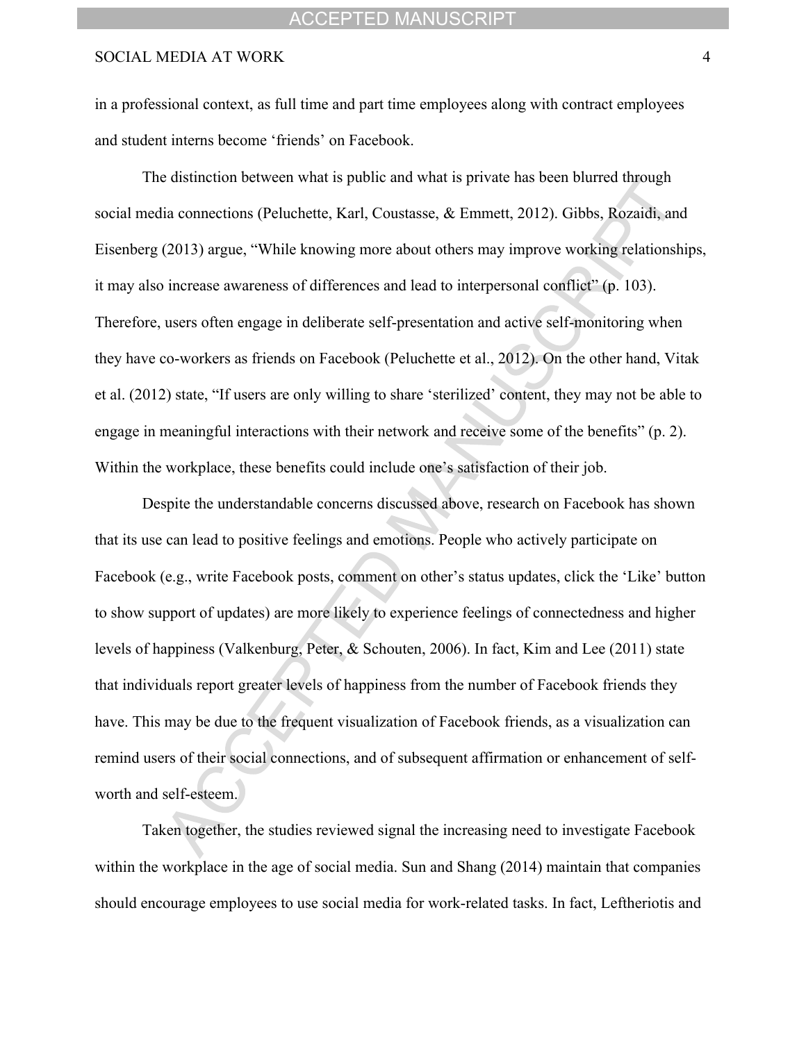in a professional context, as full time and part time employees along with contract employees and student interns become 'friends' on Facebook.

The distinction between what is public and what is private has been blurred through social media connections (Peluchette, Karl, Coustasse, & Emmett, 2012). Gibbs, Rozaidi, and Eisenberg (2013) argue, "While knowing more about others may improve working relationships, it may also increase awareness of differences and lead to interpersonal conflict" (p. 103). Therefore, users often engage in deliberate self-presentation and active self-monitoring when they have co-workers as friends on Facebook (Peluchette et al., 2012). On the other hand, Vitak et al. (2012) state, "If users are only willing to share 'sterilized' content, they may not be able to engage in meaningful interactions with their network and receive some of the benefits" (p. 2). Within the workplace, these benefits could include one's satisfaction of their job.

Despite the understandable concerns discussed above, research on Facebook has shown that its use can lead to positive feelings and emotions. People who actively participate on Facebook (e.g., write Facebook posts, comment on other's status updates, click the 'Like' button to show support of updates) are more likely to experience feelings of connectedness and higher levels of happiness (Valkenburg, Peter, & Schouten, 2006). In fact, Kim and Lee (2011) state that individuals report greater levels of happiness from the number of Facebook friends they have. This may be due to the frequent visualization of Facebook friends, as a visualization can remind users of their social connections, and of subsequent affirmation or enhancement of self-worth and self-esteem.

Taken together, the studies reviewed signal the increasing need to investigate Facebook within the workplace in the age of social media. Sun and Shang (2014) maintain that companies should encourage employees to use social media for work-related tasks. In fact, Leftheriotis and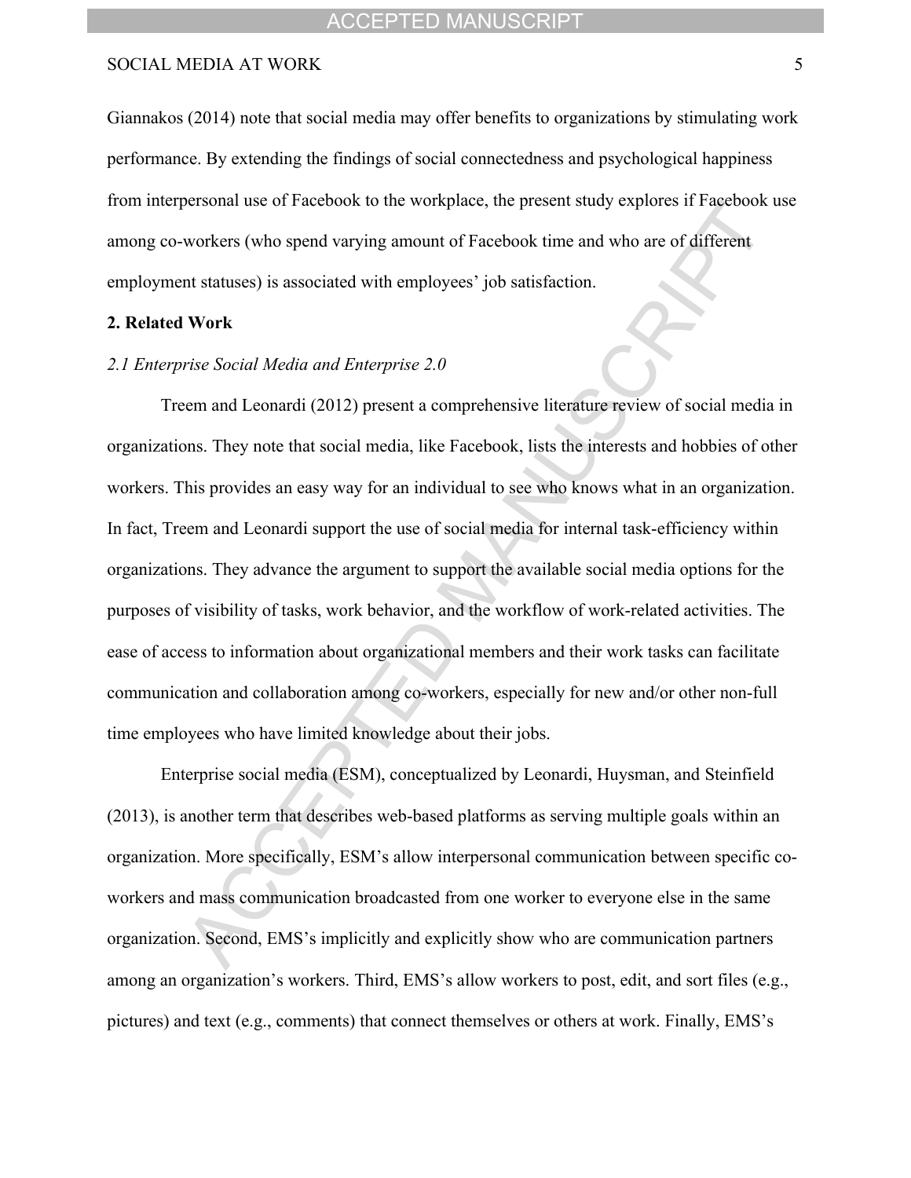Giannakos (2014) note that social media may offer benefits to organizations by stimulating work performance. By extending the findings of social connectedness and psychological happiness from interpersonal use of Facebook to the workplace, the present study explores if Facebook use among co-workers (who spend varying amount of Facebook time and who are of different employment statuses) is associated with employees' job satisfaction.

## 2. Related Work

### *2.1 Enterprise Social Media and Enterprise 2.0*

Treem and Leonardi (2012) present a comprehensive literature review of social media in organizations. They note that social media, like Facebook, lists the interests and hobbies of other workers. This provides an easy way for an individual to see who knows what in an organization. In fact, Treem and Leonardi support the use of social media for internal task-efficiency within organizations. They advance the argument to support the available social media options for the purposes of visibility of tasks, work behavior, and the workflow of work-related activities. The ease of access to information about organizational members and their work tasks can facilitate communication and collaboration among co-workers, especially for new and/or other non-full time employees who have limited knowledge about their jobs.

Enterprise social media (ESM), conceptualized by Leonardi, Huysman, and Steinfield (2013), is another term that describes web-based platforms as serving multiple goals within an organization. More specifically, ESM's allow interpersonal communication between specific co-workers and mass communication broadcasted from one worker to everyone else in the same organization. Second, EMS's implicitly and explicitly show who are communication partners among an organization's workers. Third, EMS's allow workers to post, edit, and sort files (e.g., pictures) and text (e.g., comments) that connect themselves or others at work. Finally, EMS's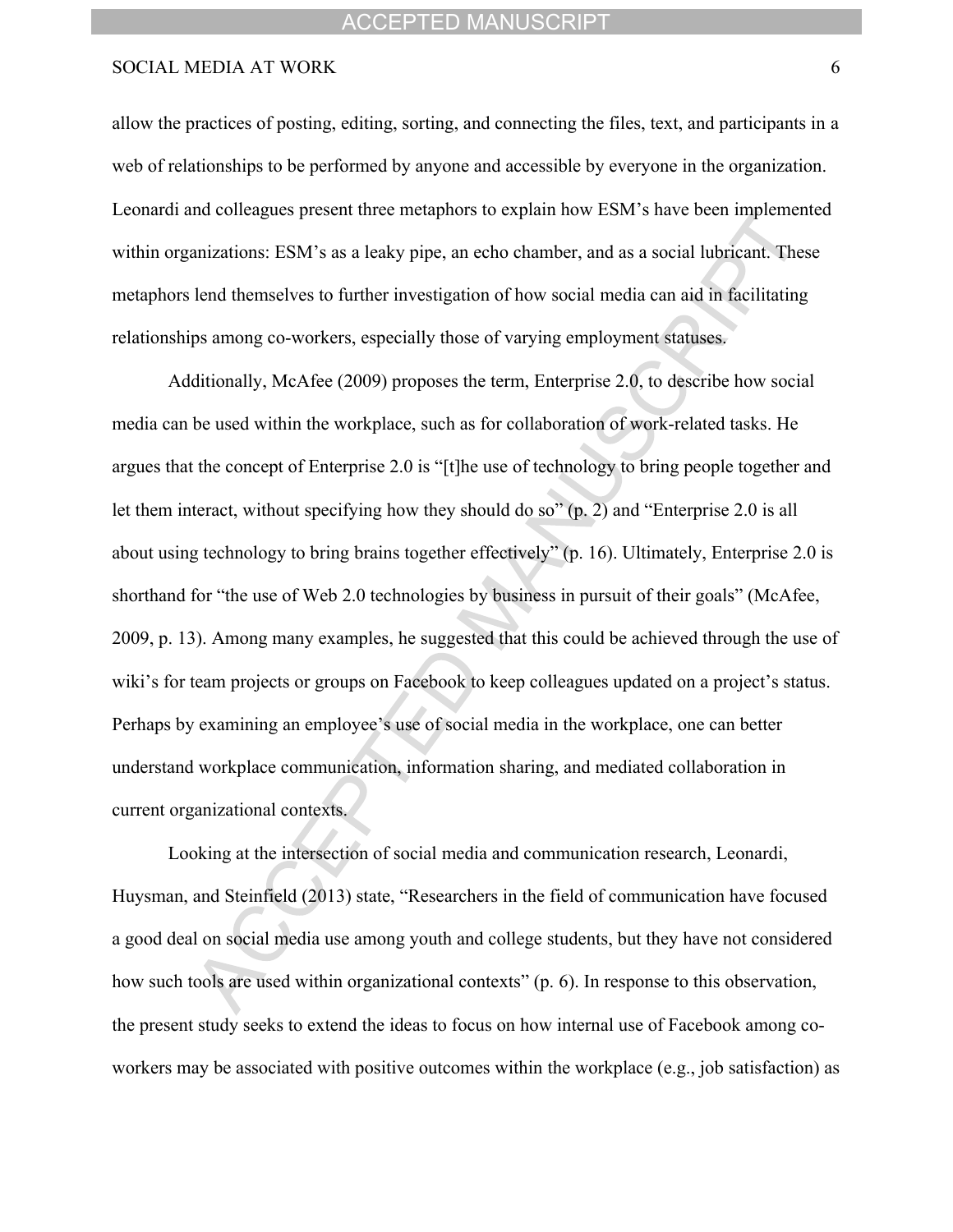allow the practices of posting, editing, sorting, and connecting the files, text, and participants in a web of relationships to be performed by anyone and accessible by everyone in the organization. Leonardi and colleagues present three metaphors to explain how ESM's have been implemented within organizations: ESM's as a leaky pipe, an echo chamber, and as a social lubricant. These metaphors lend themselves to further investigation of how social media can aid in facilitating relationships among co-workers, especially those of varying employment statuses.

Additionally, McAfee (2009) proposes the term, Enterprise 2.0, to describe how social media can be used within the workplace, such as for collaboration of work-related tasks. He argues that the concept of Enterprise 2.0 is "[t]he use of technology to bring people together and let them interact, without specifying how they should do so" (p. 2) and "Enterprise 2.0 is all about using technology to bring brains together effectively" (p. 16). Ultimately, Enterprise 2.0 is shorthand for "the use of Web 2.0 technologies by business in pursuit of their goals" (McAfee, 2009, p. 13). Among many examples, he suggested that this could be achieved through the use of wiki's for team projects or groups on Facebook to keep colleagues updated on a project's status. Perhaps by examining an employee's use of social media in the workplace, one can better understand workplace communication, information sharing, and mediated collaboration in current organizational contexts.

Looking at the intersection of social media and communication research, Leonardi, Huysman, and Steinfield (2013) state, "Researchers in the field of communication have focused a good deal on social media use among youth and college students, but they have not considered how such tools are used within organizational contexts" (p. 6). In response to this observation, the present study seeks to extend the ideas to focus on how internal use of Facebook among co-workers may be associated with positive outcomes within the workplace (e.g., job satisfaction) as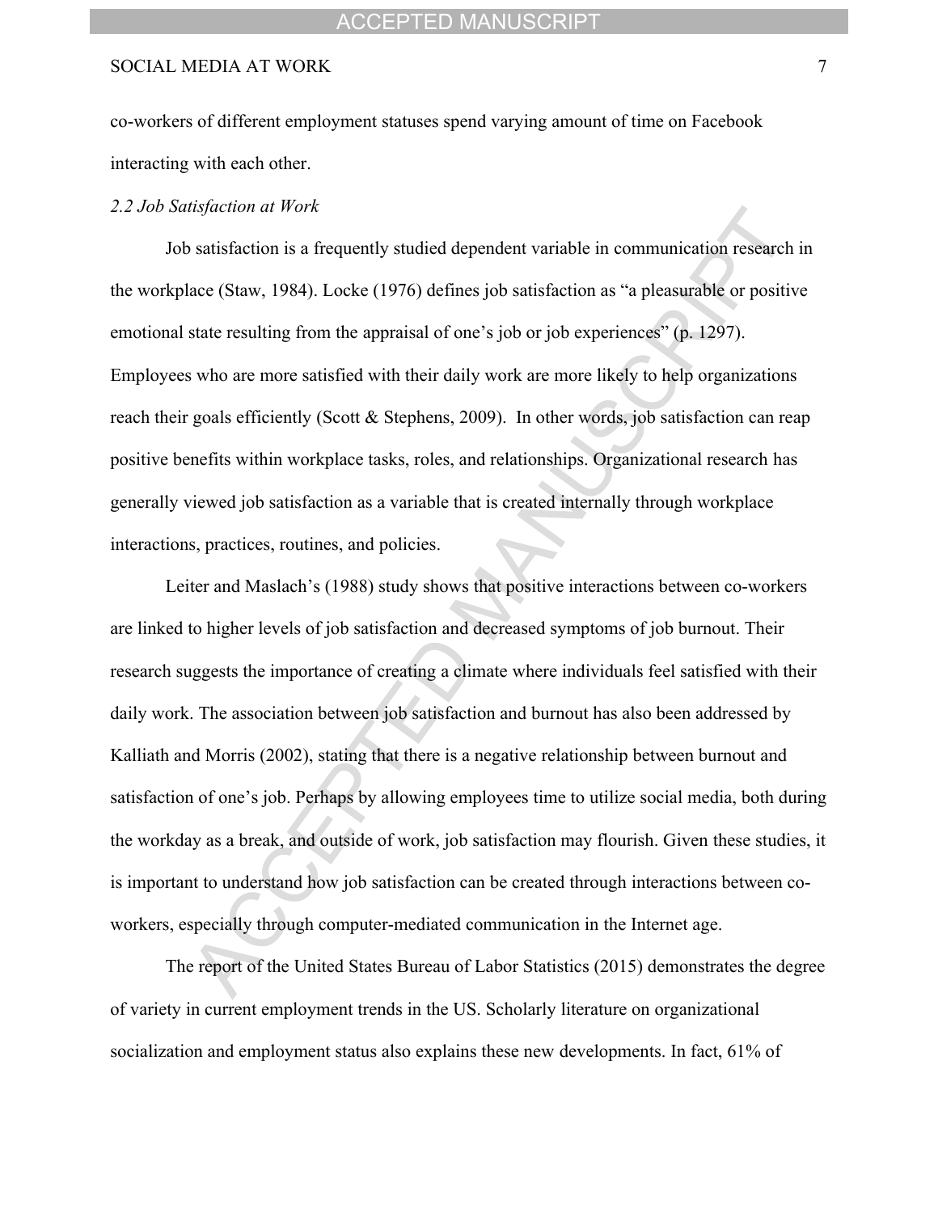co-workers of different employment statuses spend varying amount of time on Facebook interacting with each other.

### *2.2 Job Satisfaction at Work*

Job satisfaction is a frequently studied dependent variable in communication research in the workplace (Staw, 1984). Locke (1976) defines job satisfaction as "a pleasurable or positive emotional state resulting from the appraisal of one's job or job experiences" (p. 1297). Employees who are more satisfied with their daily work are more likely to help organizations reach their goals efficiently (Scott & Stephens, 2009). In other words, job satisfaction can reap positive benefits within workplace tasks, roles, and relationships. Organizational research has generally viewed job satisfaction as a variable that is created internally through workplace interactions, practices, routines, and policies.

Leiter and Maslach's (1988) study shows that positive interactions between co-workers are linked to higher levels of job satisfaction and decreased symptoms of job burnout. Their research suggests the importance of creating a climate where individuals feel satisfied with their daily work. The association between job satisfaction and burnout has also been addressed by Kalliath and Morris (2002), stating that there is a negative relationship between burnout and satisfaction of one's job. Perhaps by allowing employees time to utilize social media, both during the workday as a break, and outside of work, job satisfaction may flourish. Given these studies, it is important to understand how job satisfaction can be created through interactions between co-workers, especially through computer-mediated communication in the Internet age.

The report of the United States Bureau of Labor Statistics (2015) demonstrates the degree of variety in current employment trends in the US. Scholarly literature on organizational socialization and employment status also explains these new developments. In fact, 61% of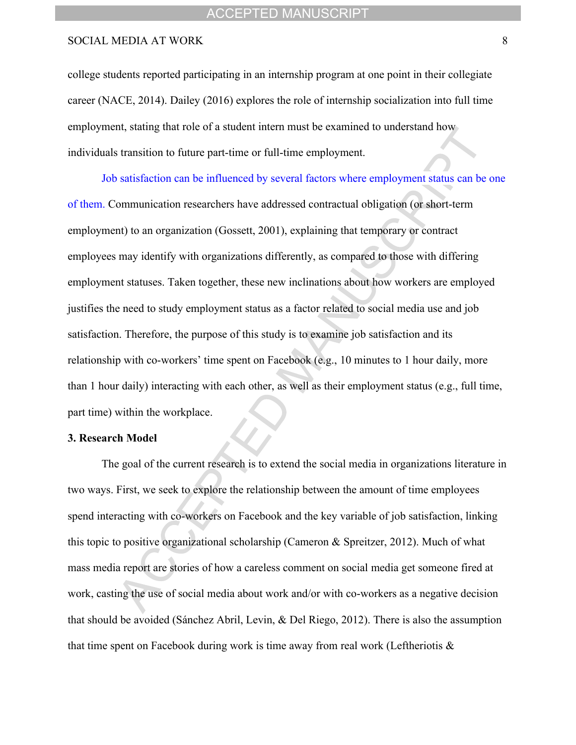college students reported participating in an internship program at one point in their collegiate career (NACE, 2014). Dailey (2016) explores the role of internship socialization into full time employment, stating that role of a student intern must be examined to understand how individuals transition to future part-time or full-time employment.

Job satisfaction can be influenced by several factors where employment status can be one of them. Communication researchers have addressed contractual obligation (or short-term employment) to an organization (Gossett, 2001), explaining that temporary or contract employees may identify with organizations differently, as compared to those with differing employment statuses. Taken together, these new inclinations about how workers are employed justifies the need to study employment status as a factor related to social media use and job satisfaction. Therefore, the purpose of this study is to examine job satisfaction and its relationship with co-workers' time spent on Facebook (e.g., 10 minutes to 1 hour daily, more than 1 hour daily) interacting with each other, as well as their employment status (e.g., full time, part time) within the workplace.

### 3. Research Model

The goal of the current research is to extend the social media in organizations literature in two ways. First, we seek to explore the relationship between the amount of time employees spend interacting with co-workers on Facebook and the key variable of job satisfaction, linking this topic to positive organizational scholarship (Cameron & Spreitzer, 2012). Much of what mass media report are stories of how a careless comment on social media get someone fired at work, casting the use of social media about work and/or with co-workers as a negative decision that should be avoided (Sánchez Abril, Levin, & Del Riego, 2012). There is also the assumption that time spent on Facebook during work is time away from real work (Leftheriotis &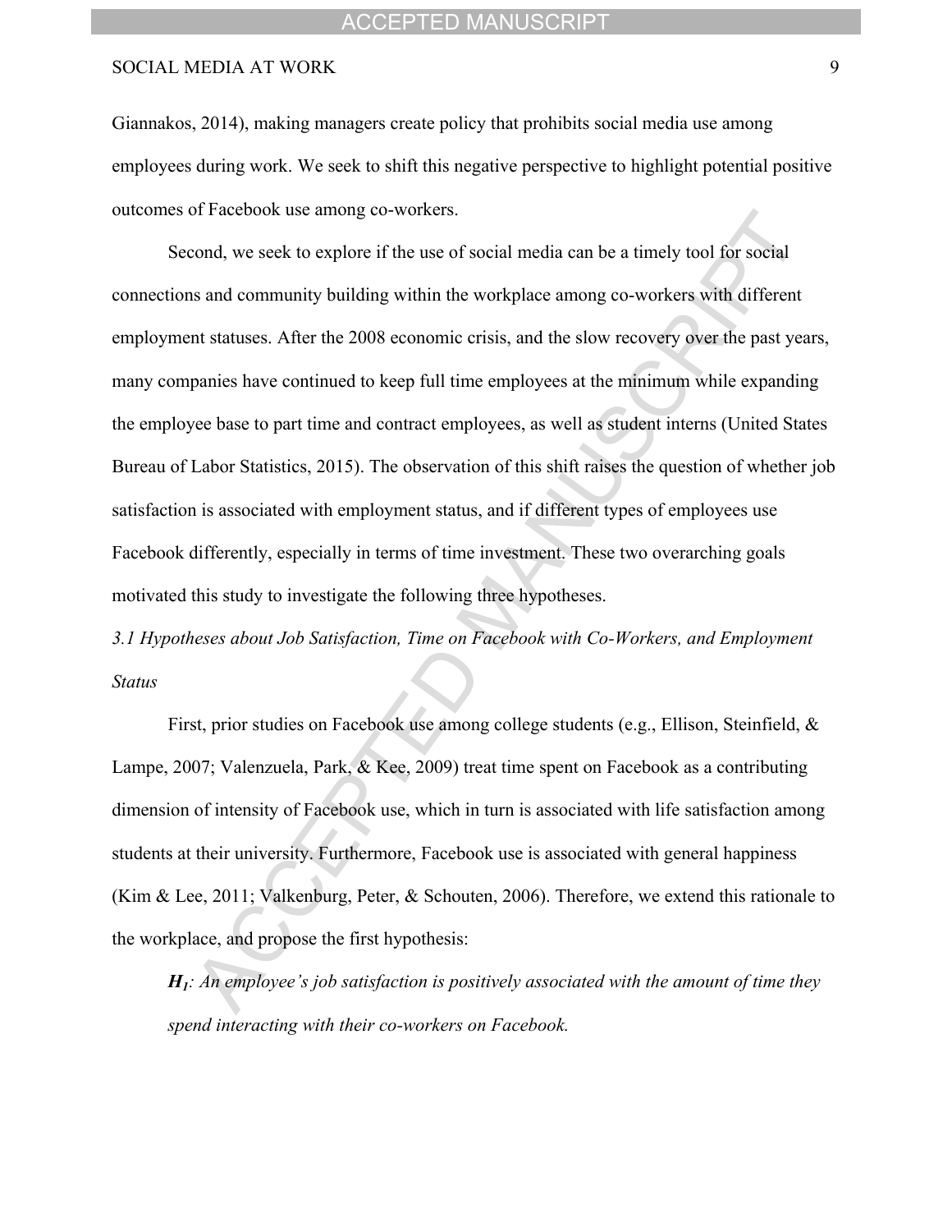Giannakos, 2014), making managers create policy that prohibits social media use among employees during work. We seek to shift this negative perspective to highlight potential positive outcomes of Facebook use among co-workers.

Second, we seek to explore if the use of social media can be a timely tool for social connections and community building within the workplace among co-workers with different employment statuses. After the 2008 economic crisis, and the slow recovery over the past years, many companies have continued to keep full time employees at the minimum while expanding the employee base to part time and contract employees, as well as student interns (United States Bureau of Labor Statistics, 2015). The observation of this shift raises the question of whether job satisfaction is associated with employment status, and if different types of employees use Facebook differently, especially in terms of time investment. These two overarching goals motivated this study to investigate the following three hypotheses.

### *3.1 Hypotheses about Job Satisfaction, Time on Facebook with Co-Workers, and Employment Status*

First, prior studies on Facebook use among college students (e.g., Ellison, Steinfield, & Lampe, 2007; Valenzuela, Park, & Kee, 2009) treat time spent on Facebook as a contributing dimension of intensity of Facebook use, which in turn is associated with life satisfaction among students at their university. Furthermore, Facebook use is associated with general happiness (Kim & Lee, 2011; Valkenburg, Peter, & Schouten, 2006). Therefore, we extend this rationale to the workplace, and propose the first hypothesis:

***$H_1$****: An employee's job satisfaction is positively associated with the amount of time they spend interacting with their co-workers on Facebook.*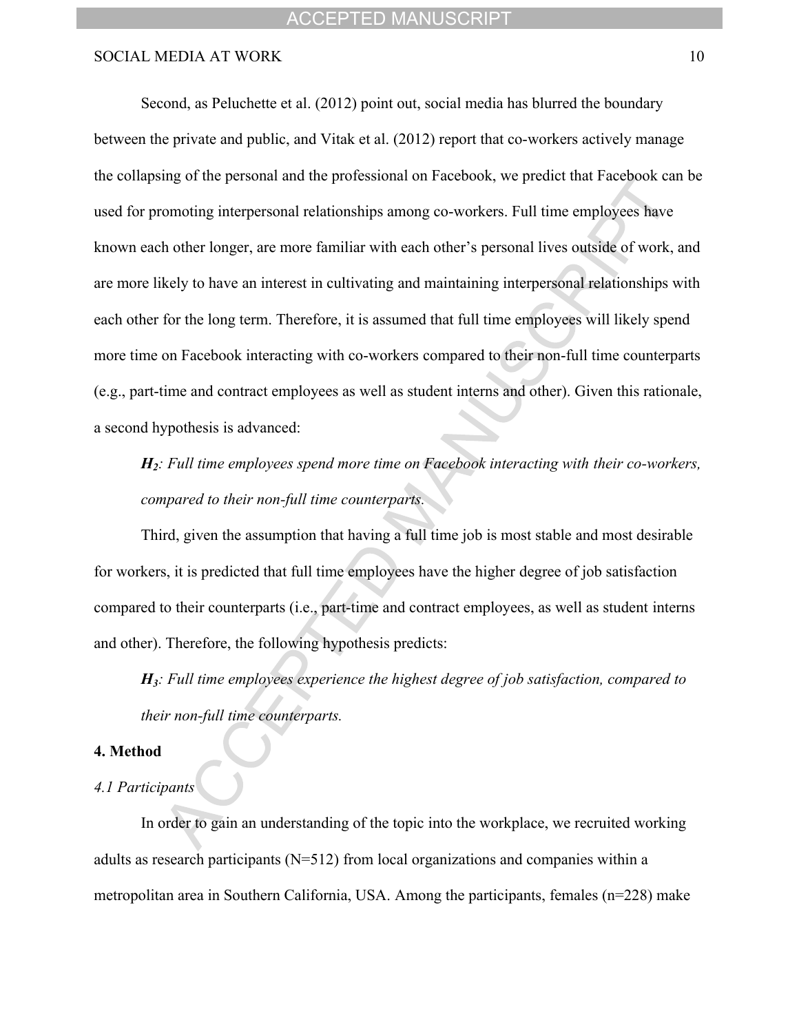Second, as Peluchette et al. (2012) point out, social media has blurred the boundary between the private and public, and Vitak et al. (2012) report that co-workers actively manage the collapsing of the personal and the professional on Facebook, we predict that Facebook can be used for promoting interpersonal relationships among co-workers. Full time employees have known each other longer, are more familiar with each other's personal lives outside of work, and are more likely to have an interest in cultivating and maintaining interpersonal relationships with each other for the long term. Therefore, it is assumed that full time employees will likely spend more time on Facebook interacting with co-workers compared to their non-full time counterparts (e.g., part-time and contract employees as well as student interns and other). Given this rationale, a second hypothesis is advanced:

> ***H₂**: Full time employees spend more time on Facebook interacting with their co-workers, compared to their non-full time counterparts.*

Third, given the assumption that having a full time job is most stable and most desirable for workers, it is predicted that full time employees have the higher degree of job satisfaction compared to their counterparts (i.e., part-time and contract employees, as well as student interns and other). Therefore, the following hypothesis predicts:

> ***H₃**: Full time employees experience the highest degree of job satisfaction, compared to their non-full time counterparts.*

## 4. Method

### *4.1 Participants*

In order to gain an understanding of the topic into the workplace, we recruited working adults as research participants (N=512) from local organizations and companies within a metropolitan area in Southern California, USA. Among the participants, females (n=228) make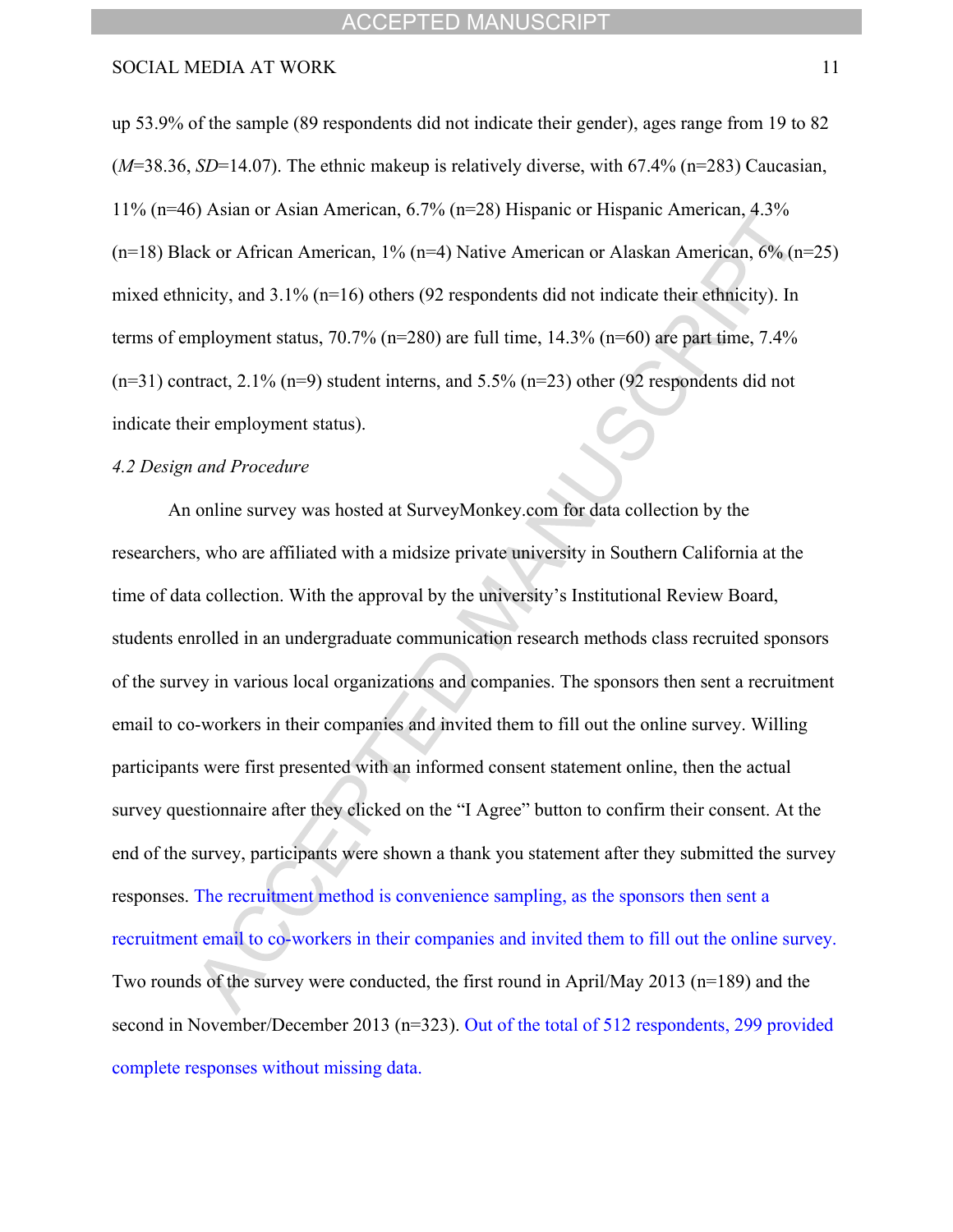up 53.9% of the sample (89 respondents did not indicate their gender), ages range from 19 to 82 (*M*=38.36, *SD*=14.07). The ethnic makeup is relatively diverse, with 67.4% (n=283) Caucasian, 11% (n=46) Asian or Asian American, 6.7% (n=28) Hispanic or Hispanic American, 4.3% (n=18) Black or African American, 1% (n=4) Native American or Alaskan American, 6% (n=25) mixed ethnicity, and 3.1% (n=16) others (92 respondents did not indicate their ethnicity). In terms of employment status, 70.7% (n=280) are full time, 14.3% (n=60) are part time, 7.4% (n=31) contract, 2.1% (n=9) student interns, and 5.5% (n=23) other (92 respondents did not indicate their employment status).

*4.2 Design and Procedure*

An online survey was hosted at SurveyMonkey.com for data collection by the researchers, who are affiliated with a midsize private university in Southern California at the time of data collection. With the approval by the university's Institutional Review Board, students enrolled in an undergraduate communication research methods class recruited sponsors of the survey in various local organizations and companies. The sponsors then sent a recruitment email to co-workers in their companies and invited them to fill out the online survey. Willing participants were first presented with an informed consent statement online, then the actual survey questionnaire after they clicked on the "I Agree" button to confirm their consent. At the end of the survey, participants were shown a thank you statement after they submitted the survey responses. The recruitment method is convenience sampling, as the sponsors then sent a recruitment email to co-workers in their companies and invited them to fill out the online survey. Two rounds of the survey were conducted, the first round in April/May 2013 (n=189) and the second in November/December 2013 (n=323). Out of the total of 512 respondents, 299 provided complete responses without missing data.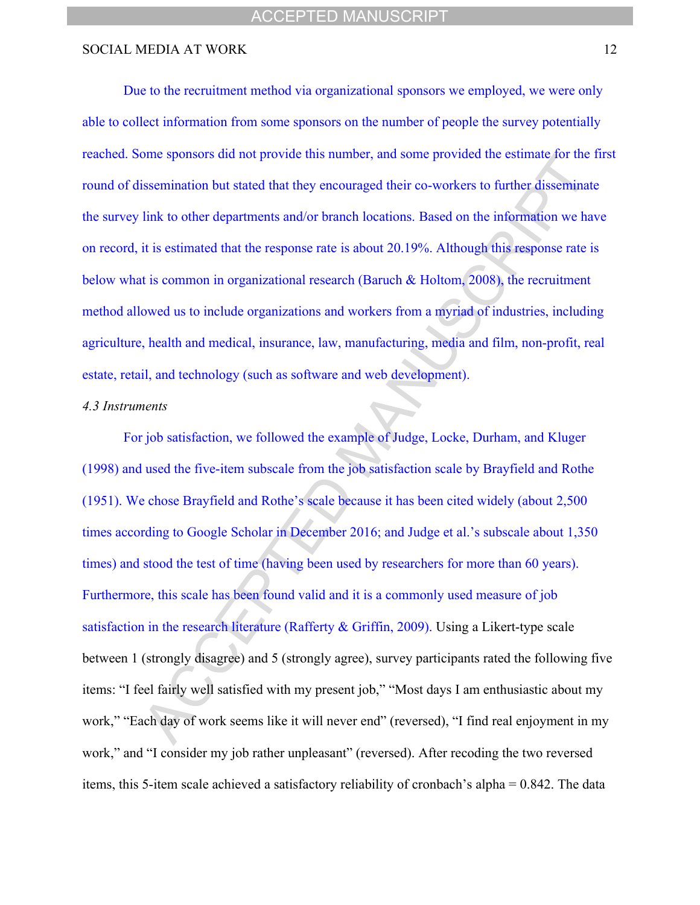Due to the recruitment method via organizational sponsors we employed, we were only able to collect information from some sponsors on the number of people the survey potentially reached. Some sponsors did not provide this number, and some provided the estimate for the first round of dissemination but stated that they encouraged their co-workers to further disseminate the survey link to other departments and/or branch locations. Based on the information we have on record, it is estimated that the response rate is about 20.19%. Although this response rate is below what is common in organizational research (Baruch & Holtom, 2008), the recruitment method allowed us to include organizations and workers from a myriad of industries, including agriculture, health and medical, insurance, law, manufacturing, media and film, non-profit, real estate, retail, and technology (such as software and web development).

### *4.3 Instruments*

For job satisfaction, we followed the example of Judge, Locke, Durham, and Kluger (1998) and used the five-item subscale from the job satisfaction scale by Brayfield and Rothe (1951). We chose Brayfield and Rothe's scale because it has been cited widely (about 2,500 times according to Google Scholar in December 2016; and Judge et al.'s subscale about 1,350 times) and stood the test of time (having been used by researchers for more than 60 years). Furthermore, this scale has been found valid and it is a commonly used measure of job satisfaction in the research literature (Rafferty & Griffin, 2009). Using a Likert-type scale between 1 (strongly disagree) and 5 (strongly agree), survey participants rated the following five items: "I feel fairly well satisfied with my present job," "Most days I am enthusiastic about my work," "Each day of work seems like it will never end" (reversed), "I find real enjoyment in my work," and "I consider my job rather unpleasant" (reversed). After recoding the two reversed items, this 5-item scale achieved a satisfactory reliability of cronbach's alpha = 0.842. The data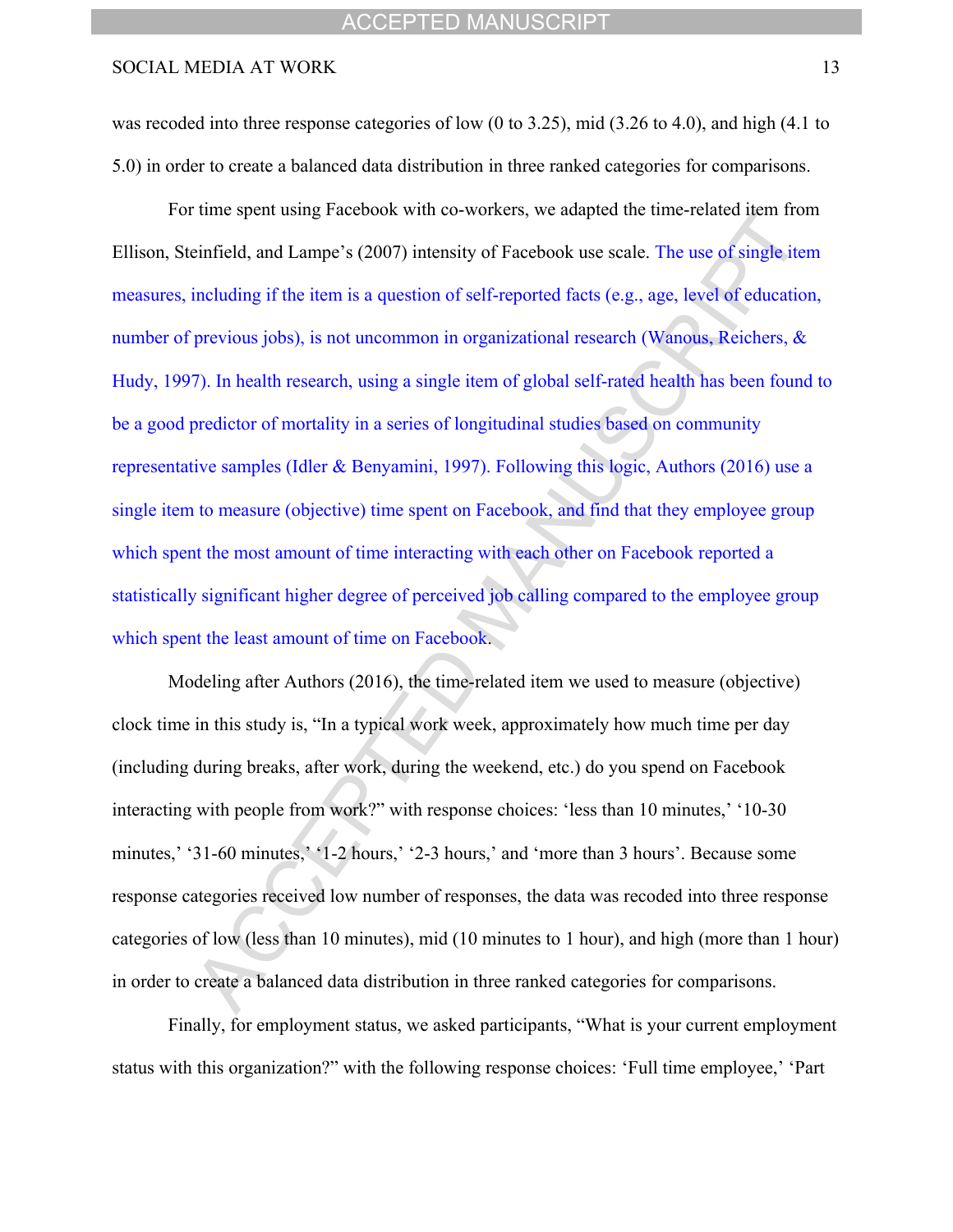was recoded into three response categories of low (0 to 3.25), mid (3.26 to 4.0), and high (4.1 to 5.0) in order to create a balanced data distribution in three ranked categories for comparisons.

For time spent using Facebook with co-workers, we adapted the time-related item from Ellison, Steinfield, and Lampe's (2007) intensity of Facebook use scale. The use of single item measures, including if the item is a question of self-reported facts (e.g., age, level of education, number of previous jobs), is not uncommon in organizational research (Wanous, Reichers, & Hudy, 1997). In health research, using a single item of global self-rated health has been found to be a good predictor of mortality in a series of longitudinal studies based on community representative samples (Idler & Benyamini, 1997). Following this logic, Authors (2016) use a single item to measure (objective) time spent on Facebook, and find that they employee group which spent the most amount of time interacting with each other on Facebook reported a statistically significant higher degree of perceived job calling compared to the employee group which spent the least amount of time on Facebook.

Modeling after Authors (2016), the time-related item we used to measure (objective) clock time in this study is, "In a typical work week, approximately how much time per day (including during breaks, after work, during the weekend, etc.) do you spend on Facebook interacting with people from work?" with response choices: 'less than 10 minutes,' '10-30 minutes,' '31-60 minutes,' '1-2 hours,' '2-3 hours,' and 'more than 3 hours'. Because some response categories received low number of responses, the data was recoded into three response categories of low (less than 10 minutes), mid (10 minutes to 1 hour), and high (more than 1 hour) in order to create a balanced data distribution in three ranked categories for comparisons.

Finally, for employment status, we asked participants, "What is your current employment status with this organization?" with the following response choices: 'Full time employee,' 'Part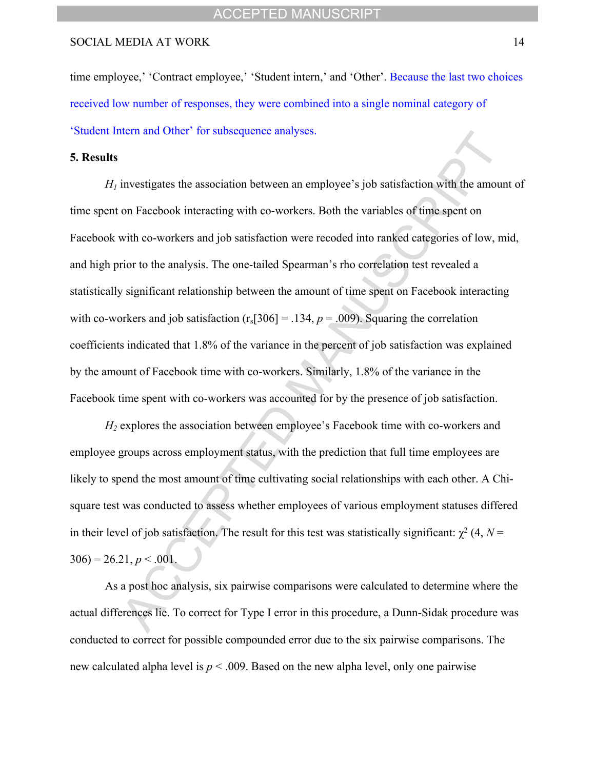time employee,' 'Contract employee,' 'Student intern,' and 'Other'. Because the last two choices received low number of responses, they were combined into a single nominal category of 'Student Intern and Other' for subsequence analyses.

**5. Results**

$H_1$ investigates the association between an employee's job satisfaction with the amount of time spent on Facebook interacting with co-workers. Both the variables of time spent on Facebook with co-workers and job satisfaction were recoded into ranked categories of low, mid, and high prior to the analysis. The one-tailed Spearman's rho correlation test revealed a statistically significant relationship between the amount of time spent on Facebook interacting with co-workers and job satisfaction ($r_s[306] = .134$, $p = .009$). Squaring the correlation coefficients indicated that 1.8% of the variance in the percent of job satisfaction was explained by the amount of Facebook time with co-workers. Similarly, 1.8% of the variance in the Facebook time spent with co-workers was accounted for by the presence of job satisfaction.

$H_2$ explores the association between employee's Facebook time with co-workers and employee groups across employment status, with the prediction that full time employees are likely to spend the most amount of time cultivating social relationships with each other. A Chi-square test was conducted to assess whether employees of various employment statuses differed in their level of job satisfaction. The result for this test was statistically significant: $\chi^2$ (4, $N$ = 306) = 26.21, $p < .001$.

As a post hoc analysis, six pairwise comparisons were calculated to determine where the actual differences lie. To correct for Type I error in this procedure, a Dunn-Sidak procedure was conducted to correct for possible compounded error due to the six pairwise comparisons. The new calculated alpha level is $p < .009$. Based on the new alpha level, only one pairwise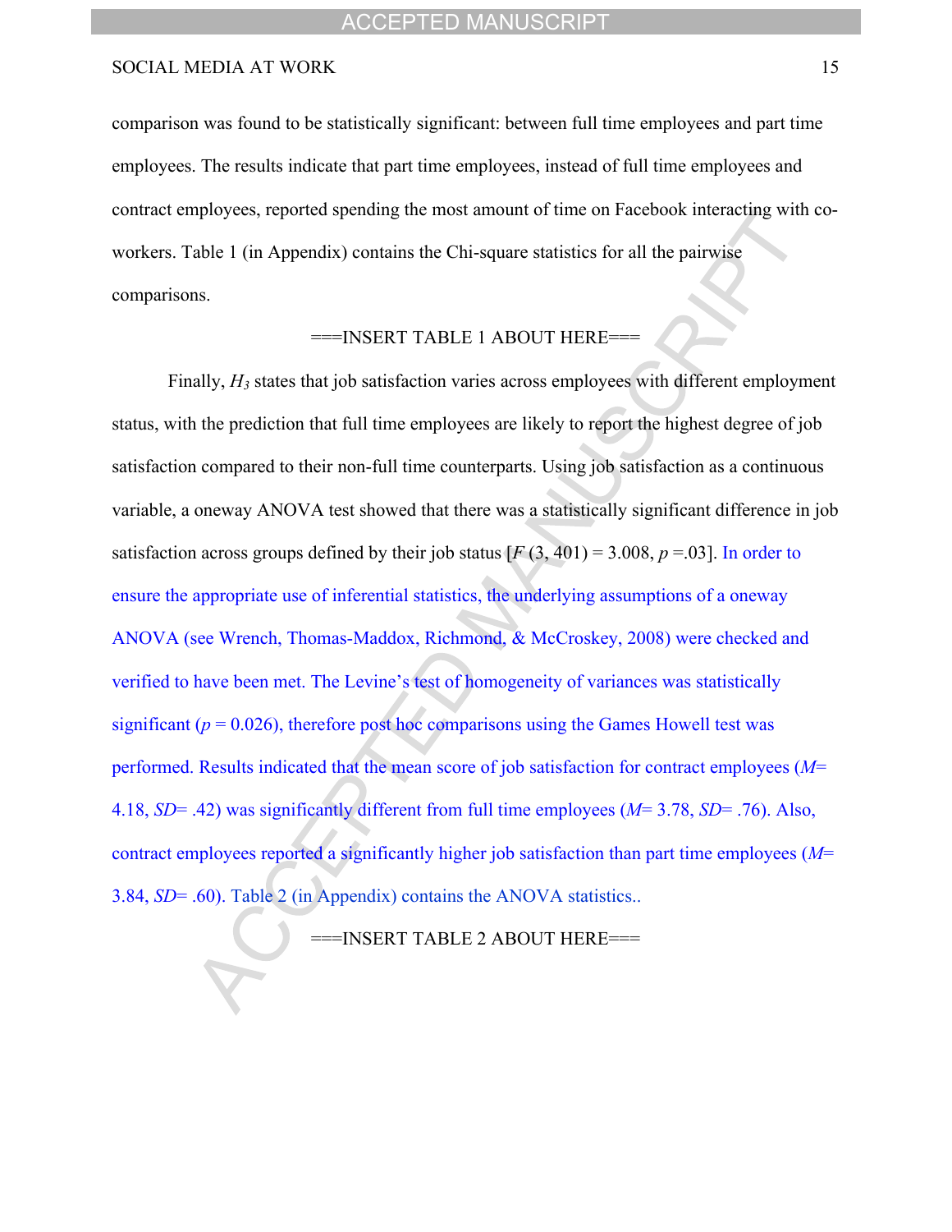comparison was found to be statistically significant: between full time employees and part time employees. The results indicate that part time employees, instead of full time employees and contract employees, reported spending the most amount of time on Facebook interacting with co-workers. Table 1 (in Appendix) contains the Chi-square statistics for all the pairwise comparisons.

===INSERT TABLE 1 ABOUT HERE===

Finally, $H_3$ states that job satisfaction varies across employees with different employment status, with the prediction that full time employees are likely to report the highest degree of job satisfaction compared to their non-full time counterparts. Using job satisfaction as a continuous variable, a oneway ANOVA test showed that there was a statistically significant difference in job satisfaction across groups defined by their job status [$F$ (3, 401) = 3.008, $p$ =.03]. In order to ensure the appropriate use of inferential statistics, the underlying assumptions of a oneway ANOVA (see Wrench, Thomas-Maddox, Richmond, & McCroskey, 2008) were checked and verified to have been met. The Levine's test of homogeneity of variances was statistically significant ($p$ = 0.026), therefore post hoc comparisons using the Games Howell test was performed. Results indicated that the mean score of job satisfaction for contract employees ($M$= 4.18, $SD$= .42) was significantly different from full time employees ($M$= 3.78, $SD$= .76). Also, contract employees reported a significantly higher job satisfaction than part time employees ($M$= 3.84, $SD$= .60). Table 2 (in Appendix) contains the ANOVA statistics..

===INSERT TABLE 2 ABOUT HERE===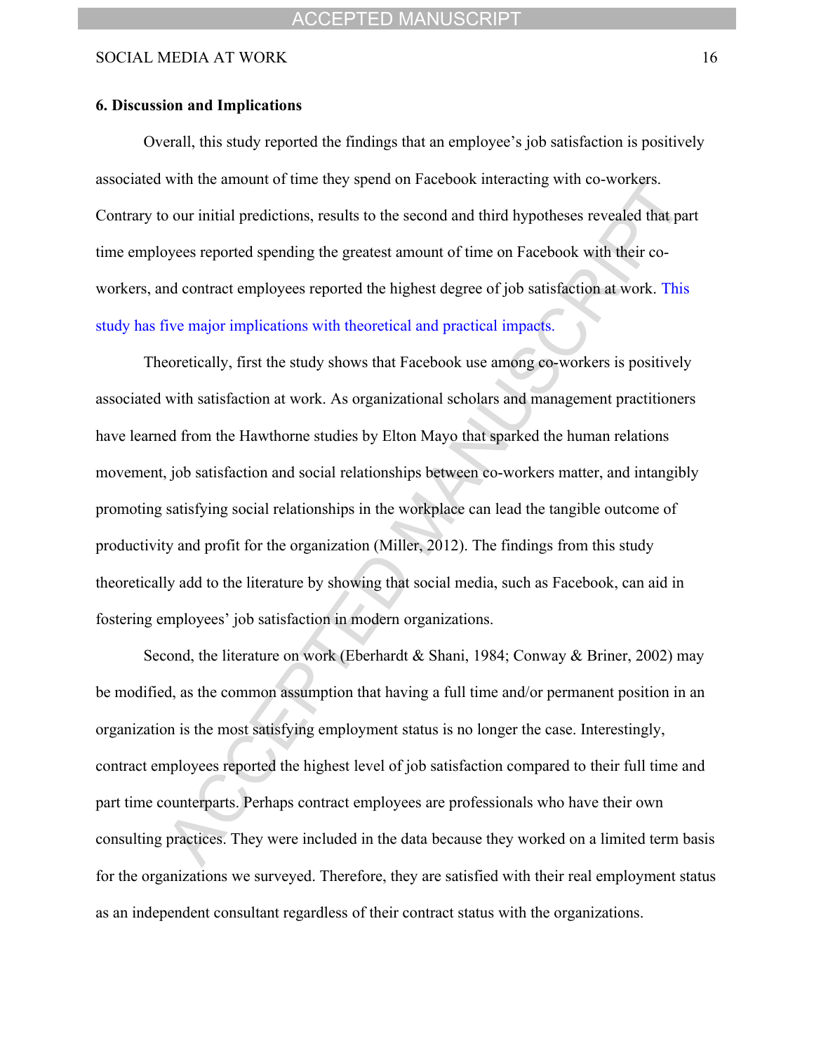## 6. Discussion and Implications

Overall, this study reported the findings that an employee's job satisfaction is positively associated with the amount of time they spend on Facebook interacting with co-workers. Contrary to our initial predictions, results to the second and third hypotheses revealed that part time employees reported spending the greatest amount of time on Facebook with their co-workers, and contract employees reported the highest degree of job satisfaction at work. This study has five major implications with theoretical and practical impacts.

Theoretically, first the study shows that Facebook use among co-workers is positively associated with satisfaction at work. As organizational scholars and management practitioners have learned from the Hawthorne studies by Elton Mayo that sparked the human relations movement, job satisfaction and social relationships between co-workers matter, and intangibly promoting satisfying social relationships in the workplace can lead the tangible outcome of productivity and profit for the organization (Miller, 2012). The findings from this study theoretically add to the literature by showing that social media, such as Facebook, can aid in fostering employees' job satisfaction in modern organizations.

Second, the literature on work (Eberhardt & Shani, 1984; Conway & Briner, 2002) may be modified, as the common assumption that having a full time and/or permanent position in an organization is the most satisfying employment status is no longer the case. Interestingly, contract employees reported the highest level of job satisfaction compared to their full time and part time counterparts. Perhaps contract employees are professionals who have their own consulting practices. They were included in the data because they worked on a limited term basis for the organizations we surveyed. Therefore, they are satisfied with their real employment status as an independent consultant regardless of their contract status with the organizations.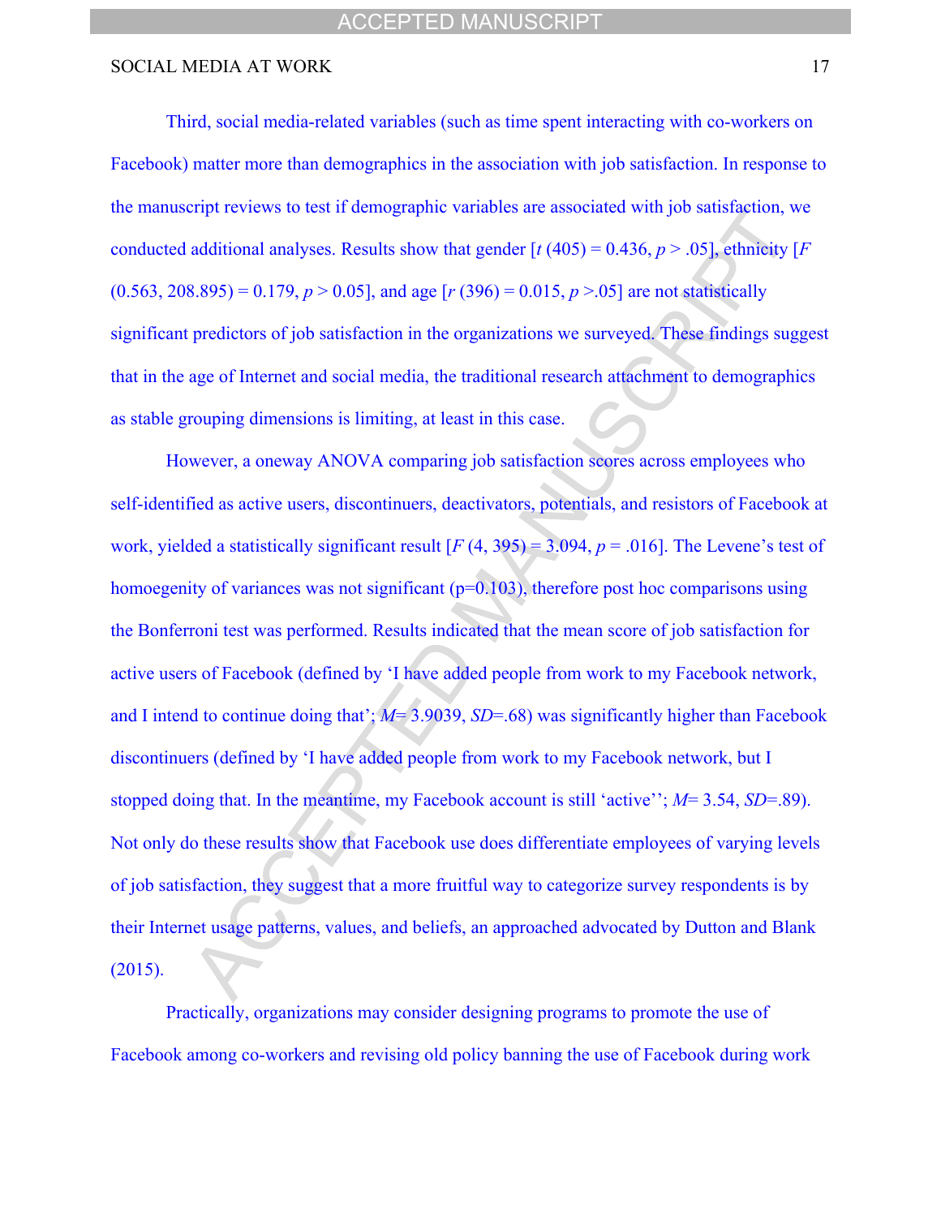Third, social media-related variables (such as time spent interacting with co-workers on Facebook) matter more than demographics in the association with job satisfaction. In response to the manuscript reviews to test if demographic variables are associated with job satisfaction, we conducted additional analyses. Results show that gender [$t$ (405) = 0.436, $p$ > .05], ethnicity [$F$ (0.563, 208.895) = 0.179, $p$ > 0.05], and age [$r$ (396) = 0.015, $p$ >.05] are not statistically significant predictors of job satisfaction in the organizations we surveyed. These findings suggest that in the age of Internet and social media, the traditional research attachment to demographics as stable grouping dimensions is limiting, at least in this case.

However, a oneway ANOVA comparing job satisfaction scores across employees who self-identified as active users, discontinuers, deactivators, potentials, and resistors of Facebook at work, yielded a statistically significant result [$F$ (4, 395) = 3.094, $p$ = .016]. The Levene's test of homoegenity of variances was not significant (p=0.103), therefore post hoc comparisons using the Bonferroni test was performed. Results indicated that the mean score of job satisfaction for active users of Facebook (defined by 'I have added people from work to my Facebook network, and I intend to continue doing that'; $M$= 3.9039, $SD$=.68) was significantly higher than Facebook discontinuers (defined by 'I have added people from work to my Facebook network, but I stopped doing that. In the meantime, my Facebook account is still 'active''; $M$= 3.54, $SD$=.89). Not only do these results show that Facebook use does differentiate employees of varying levels of job satisfaction, they suggest that a more fruitful way to categorize survey respondents is by their Internet usage patterns, values, and beliefs, an approached advocated by Dutton and Blank (2015).

Practically, organizations may consider designing programs to promote the use of Facebook among co-workers and revising old policy banning the use of Facebook during work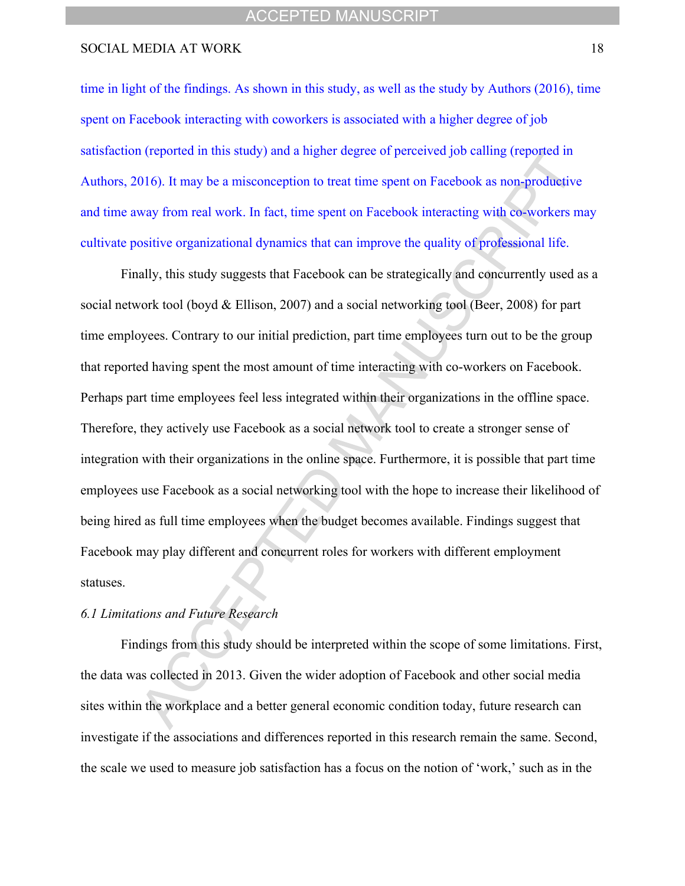time in light of the findings. As shown in this study, as well as the study by Authors (2016), time spent on Facebook interacting with coworkers is associated with a higher degree of job satisfaction (reported in this study) and a higher degree of perceived job calling (reported in Authors, 2016). It may be a misconception to treat time spent on Facebook as non-productive and time away from real work. In fact, time spent on Facebook interacting with co-workers may cultivate positive organizational dynamics that can improve the quality of professional life.

Finally, this study suggests that Facebook can be strategically and concurrently used as a social network tool (boyd & Ellison, 2007) and a social networking tool (Beer, 2008) for part time employees. Contrary to our initial prediction, part time employees turn out to be the group that reported having spent the most amount of time interacting with co-workers on Facebook. Perhaps part time employees feel less integrated within their organizations in the offline space. Therefore, they actively use Facebook as a social network tool to create a stronger sense of integration with their organizations in the online space. Furthermore, it is possible that part time employees use Facebook as a social networking tool with the hope to increase their likelihood of being hired as full time employees when the budget becomes available. Findings suggest that Facebook may play different and concurrent roles for workers with different employment statuses.

### *6.1 Limitations and Future Research*

Findings from this study should be interpreted within the scope of some limitations. First, the data was collected in 2013. Given the wider adoption of Facebook and other social media sites within the workplace and a better general economic condition today, future research can investigate if the associations and differences reported in this research remain the same. Second, the scale we used to measure job satisfaction has a focus on the notion of 'work,' such as in the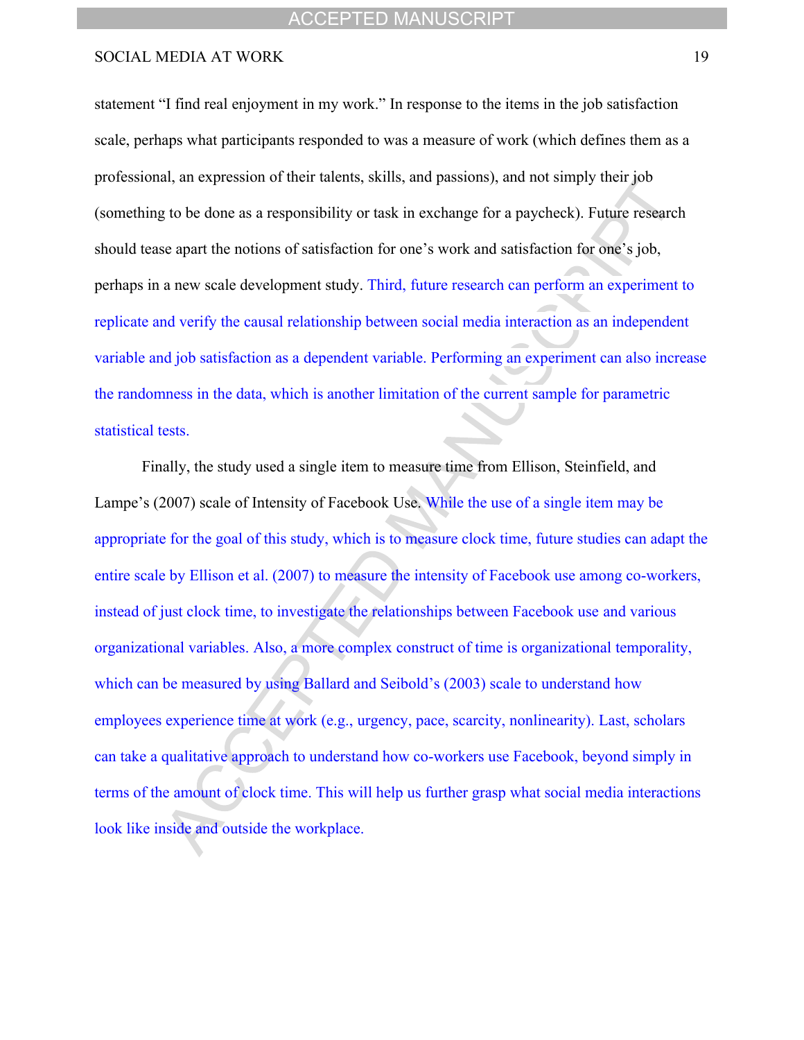statement “I find real enjoyment in my work.” In response to the items in the job satisfaction scale, perhaps what participants responded to was a measure of work (which defines them as a professional, an expression of their talents, skills, and passions), and not simply their job (something to be done as a responsibility or task in exchange for a paycheck). Future research should tease apart the notions of satisfaction for one’s work and satisfaction for one’s job, perhaps in a new scale development study. Third, future research can perform an experiment to replicate and verify the causal relationship between social media interaction as an independent variable and job satisfaction as a dependent variable. Performing an experiment can also increase the randomness in the data, which is another limitation of the current sample for parametric statistical tests.

Finally, the study used a single item to measure time from Ellison, Steinfield, and Lampe’s (2007) scale of Intensity of Facebook Use. While the use of a single item may be appropriate for the goal of this study, which is to measure clock time, future studies can adapt the entire scale by Ellison et al. (2007) to measure the intensity of Facebook use among co-workers, instead of just clock time, to investigate the relationships between Facebook use and various organizational variables. Also, a more complex construct of time is organizational temporality, which can be measured by using Ballard and Seibold’s (2003) scale to understand how employees experience time at work (e.g., urgency, pace, scarcity, nonlinearity). Last, scholars can take a qualitative approach to understand how co-workers use Facebook, beyond simply in terms of the amount of clock time. This will help us further grasp what social media interactions look like inside and outside the workplace.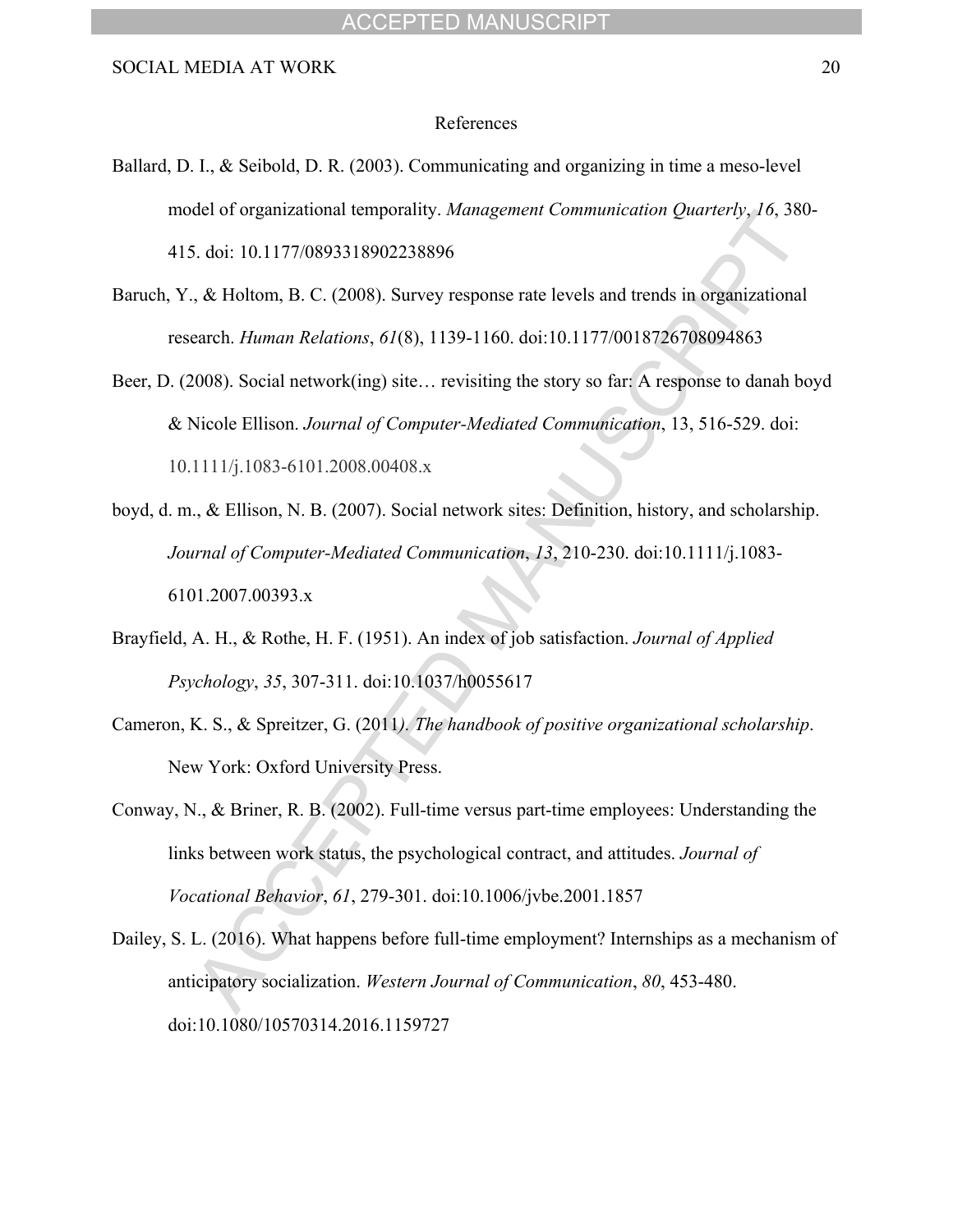References

Ballard, D. I., & Seibold, D. R. (2003). Communicating and organizing in time a meso-level model of organizational temporality. *Management Communication Quarterly*, *16*, 380-415. doi: 10.1177/0893318902238896

Baruch, Y., & Holtom, B. C. (2008). Survey response rate levels and trends in organizational research. *Human Relations*, *61*(8), 1139-1160. doi:10.1177/0018726708094863

Beer, D. (2008). Social network(ing) site… revisiting the story so far: A response to danah boyd & Nicole Ellison. *Journal of Computer-Mediated Communication*, 13, 516-529. doi: 10.1111/j.1083-6101.2008.00408.x

boyd, d. m., & Ellison, N. B. (2007). Social network sites: Definition, history, and scholarship. *Journal of Computer-Mediated Communication*, *13*, 210-230. doi:10.1111/j.1083-6101.2007.00393.x

Brayfield, A. H., & Rothe, H. F. (1951). An index of job satisfaction. *Journal of Applied Psychology*, *35*, 307-311. doi:10.1037/h0055617

Cameron, K. S., & Spreitzer, G. (2011). *The handbook of positive organizational scholarship*. New York: Oxford University Press.

Conway, N., & Briner, R. B. (2002). Full-time versus part-time employees: Understanding the links between work status, the psychological contract, and attitudes. *Journal of Vocational Behavior*, *61*, 279-301. doi:10.1006/jvbe.2001.1857

Dailey, S. L. (2016). What happens before full-time employment? Internships as a mechanism of anticipatory socialization. *Western Journal of Communication*, *80*, 453-480. doi:10.1080/10570314.2016.1159727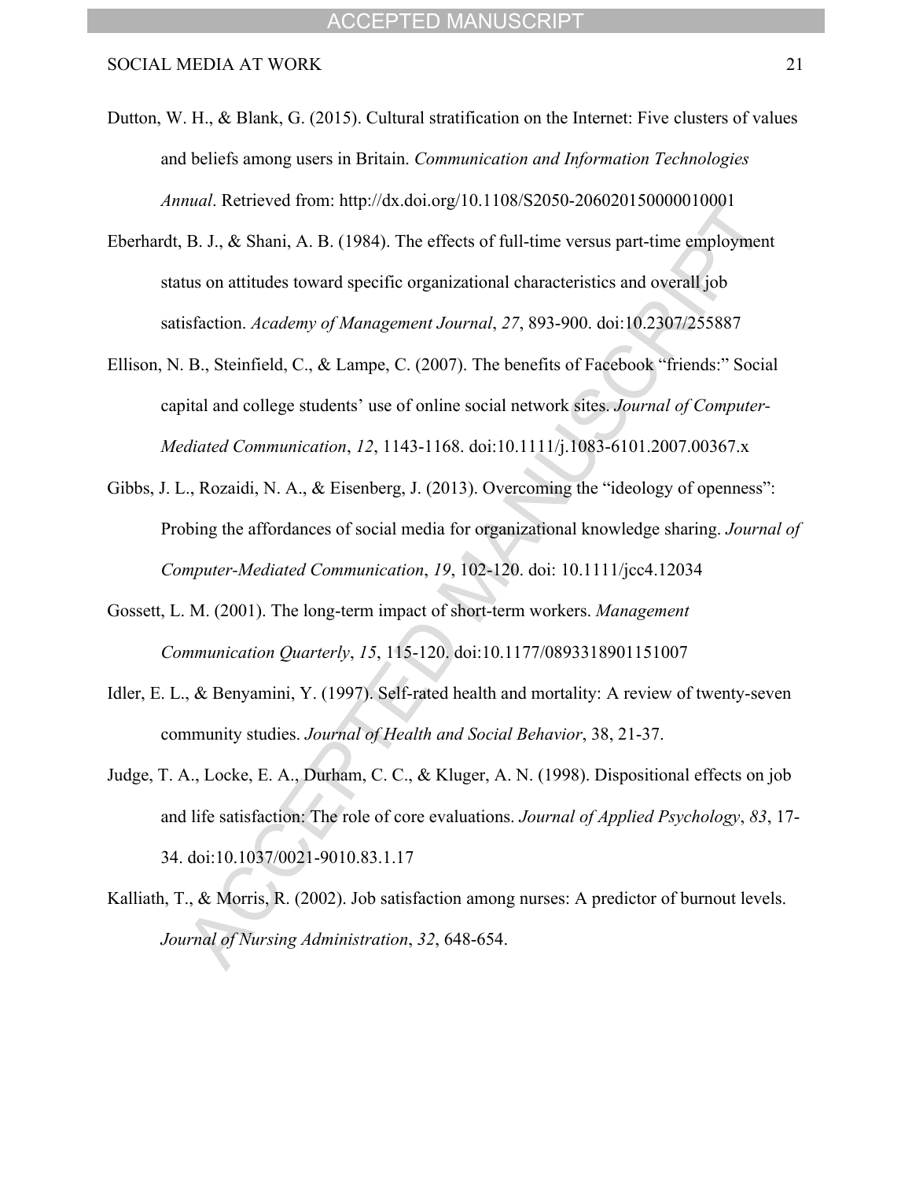Dutton, W. H., & Blank, G. (2015). Cultural stratification on the Internet: Five clusters of values and beliefs among users in Britain. *Communication and Information Technologies Annual*. Retrieved from: http://dx.doi.org/10.1108/S2050-206020150000010001

Eberhardt, B. J., & Shani, A. B. (1984). The effects of full-time versus part-time employment status on attitudes toward specific organizational characteristics and overall job satisfaction. *Academy of Management Journal*, *27*, 893-900. doi:10.2307/255887

Ellison, N. B., Steinfield, C., & Lampe, C. (2007). The benefits of Facebook "friends:" Social capital and college students' use of online social network sites. *Journal of Computer-Mediated Communication*, *12*, 1143-1168. doi:10.1111/j.1083-6101.2007.00367.x

Gibbs, J. L., Rozaidi, N. A., & Eisenberg, J. (2013). Overcoming the "ideology of openness": Probing the affordances of social media for organizational knowledge sharing. *Journal of Computer-Mediated Communication*, *19*, 102-120. doi: 10.1111/jcc4.12034

Gossett, L. M. (2001). The long-term impact of short-term workers. *Management Communication Quarterly*, *15*, 115-120. doi:10.1177/0893318901151007

Idler, E. L., & Benyamini, Y. (1997). Self-rated health and mortality: A review of twenty-seven community studies. *Journal of Health and Social Behavior*, 38, 21-37.

Judge, T. A., Locke, E. A., Durham, C. C., & Kluger, A. N. (1998). Dispositional effects on job and life satisfaction: The role of core evaluations. *Journal of Applied Psychology*, *83*, 17-34. doi:10.1037/0021-9010.83.1.17

Kalliath, T., & Morris, R. (2002). Job satisfaction among nurses: A predictor of burnout levels. *Journal of Nursing Administration*, *32*, 648-654.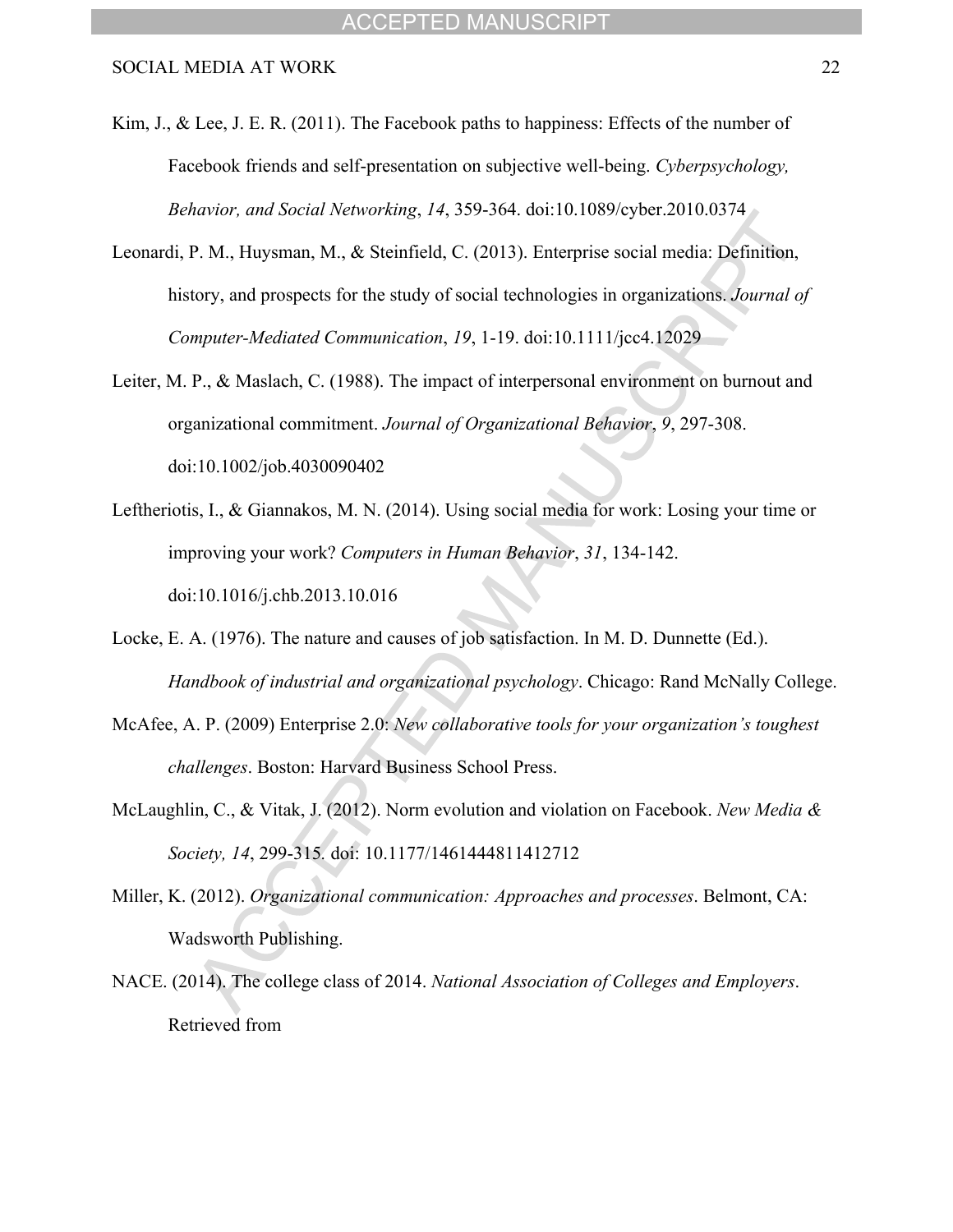Kim, J., & Lee, J. E. R. (2011). The Facebook paths to happiness: Effects of the number of Facebook friends and self-presentation on subjective well-being. *Cyberpsychology, Behavior, and Social Networking*, *14*, 359-364. doi:10.1089/cyber.2010.0374

Leonardi, P. M., Huysman, M., & Steinfield, C. (2013). Enterprise social media: Definition, history, and prospects for the study of social technologies in organizations. *Journal of Computer-Mediated Communication*, *19*, 1-19. doi:10.1111/jcc4.12029

Leiter, M. P., & Maslach, C. (1988). The impact of interpersonal environment on burnout and organizational commitment. *Journal of Organizational Behavior*, *9*, 297-308. doi:10.1002/job.4030090402

Leftheriotis, I., & Giannakos, M. N. (2014). Using social media for work: Losing your time or improving your work? *Computers in Human Behavior*, *31*, 134-142. doi:10.1016/j.chb.2013.10.016

Locke, E. A. (1976). The nature and causes of job satisfaction. In M. D. Dunnette (Ed.). *Handbook of industrial and organizational psychology*. Chicago: Rand McNally College.

McAfee, A. P. (2009) Enterprise 2.0: *New collaborative tools for your organization's toughest challenges*. Boston: Harvard Business School Press.

McLaughlin, C., & Vitak, J. (2012). Norm evolution and violation on Facebook. *New Media & Society, 14*, 299-315. doi: 10.1177/1461444811412712

Miller, K. (2012). *Organizational communication: Approaches and processes*. Belmont, CA: Wadsworth Publishing.

NACE. (2014). The college class of 2014. *National Association of Colleges and Employers*. Retrieved from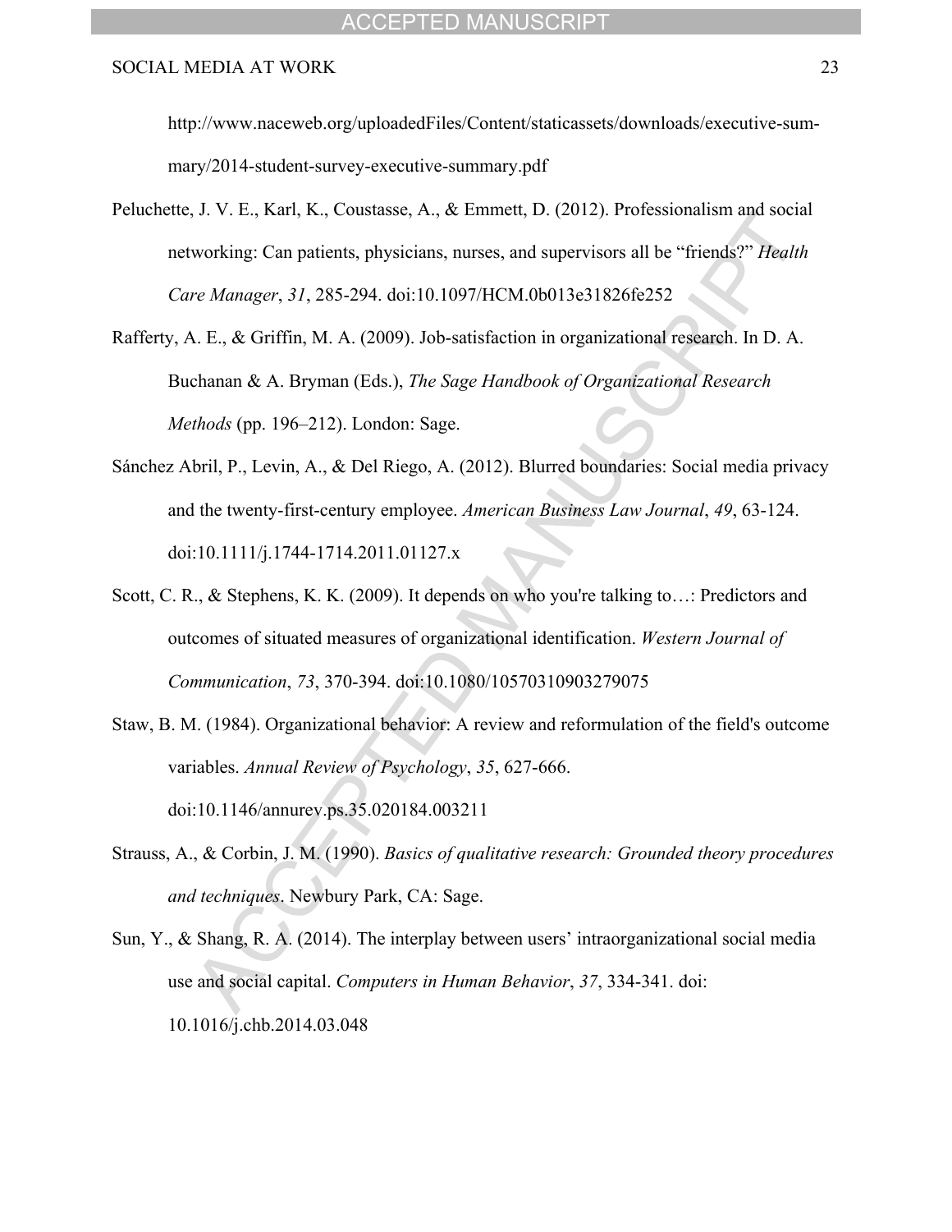http://www.naceweb.org/uploadedFiles/Content/staticassets/downloads/executive-summary/2014-student-survey-executive-summary.pdf

Peluchette, J. V. E., Karl, K., Coustasse, A., & Emmett, D. (2012). Professionalism and social networking: Can patients, physicians, nurses, and supervisors all be "friends?" *Health Care Manager*, *31*, 285-294. doi:10.1097/HCM.0b013e31826fe252

Rafferty, A. E., & Griffin, M. A. (2009). Job-satisfaction in organizational research. In D. A. Buchanan & A. Bryman (Eds.), *The Sage Handbook of Organizational Research Methods* (pp. 196–212). London: Sage.

Sánchez Abril, P., Levin, A., & Del Riego, A. (2012). Blurred boundaries: Social media privacy and the twenty-first-century employee. *American Business Law Journal*, *49*, 63-124. doi:10.1111/j.1744-1714.2011.01127.x

Scott, C. R., & Stephens, K. K. (2009). It depends on who you're talking to…: Predictors and outcomes of situated measures of organizational identification. *Western Journal of Communication*, *73*, 370-394. doi:10.1080/10570310903279075

Staw, B. M. (1984). Organizational behavior: A review and reformulation of the field's outcome variables. *Annual Review of Psychology*, *35*, 627-666. doi:10.1146/annurev.ps.35.020184.003211

Strauss, A., & Corbin, J. M. (1990). *Basics of qualitative research: Grounded theory procedures and techniques*. Newbury Park, CA: Sage.

Sun, Y., & Shang, R. A. (2014). The interplay between users' intraorganizational social media use and social capital. *Computers in Human Behavior*, *37*, 334-341. doi: 10.1016/j.chb.2014.03.048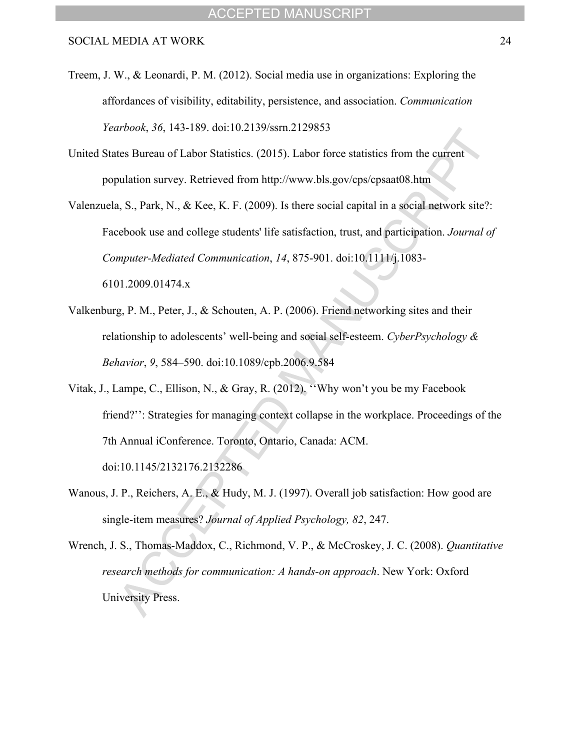Treem, J. W., & Leonardi, P. M. (2012). Social media use in organizations: Exploring the affordances of visibility, editability, persistence, and association. *Communication Yearbook*, *36*, 143-189. doi:10.2139/ssrn.2129853

United States Bureau of Labor Statistics. (2015). Labor force statistics from the current population survey. Retrieved from http://www.bls.gov/cps/cpsaat08.htm

Valenzuela, S., Park, N., & Kee, K. F. (2009). Is there social capital in a social network site?: Facebook use and college students' life satisfaction, trust, and participation. *Journal of Computer-Mediated Communication*, *14*, 875-901. doi:10.1111/j.1083-6101.2009.01474.x

Valkenburg, P. M., Peter, J., & Schouten, A. P. (2006). Friend networking sites and their relationship to adolescents' well-being and social self-esteem. *CyberPsychology & Behavior*, *9*, 584–590. doi:10.1089/cpb.2006.9.584

Vitak, J., Lampe, C., Ellison, N., & Gray, R. (2012). ''Why won't you be my Facebook friend?'': Strategies for managing context collapse in the workplace. Proceedings of the 7th Annual iConference. Toronto, Ontario, Canada: ACM. doi:10.1145/2132176.2132286

Wanous, J. P., Reichers, A. E., & Hudy, M. J. (1997). Overall job satisfaction: How good are single-item measures? *Journal of Applied Psychology, 82*, 247.

Wrench, J. S., Thomas-Maddox, C., Richmond, V. P., & McCroskey, J. C. (2008). *Quantitative research methods for communication: A hands-on approach*. New York: Oxford University Press.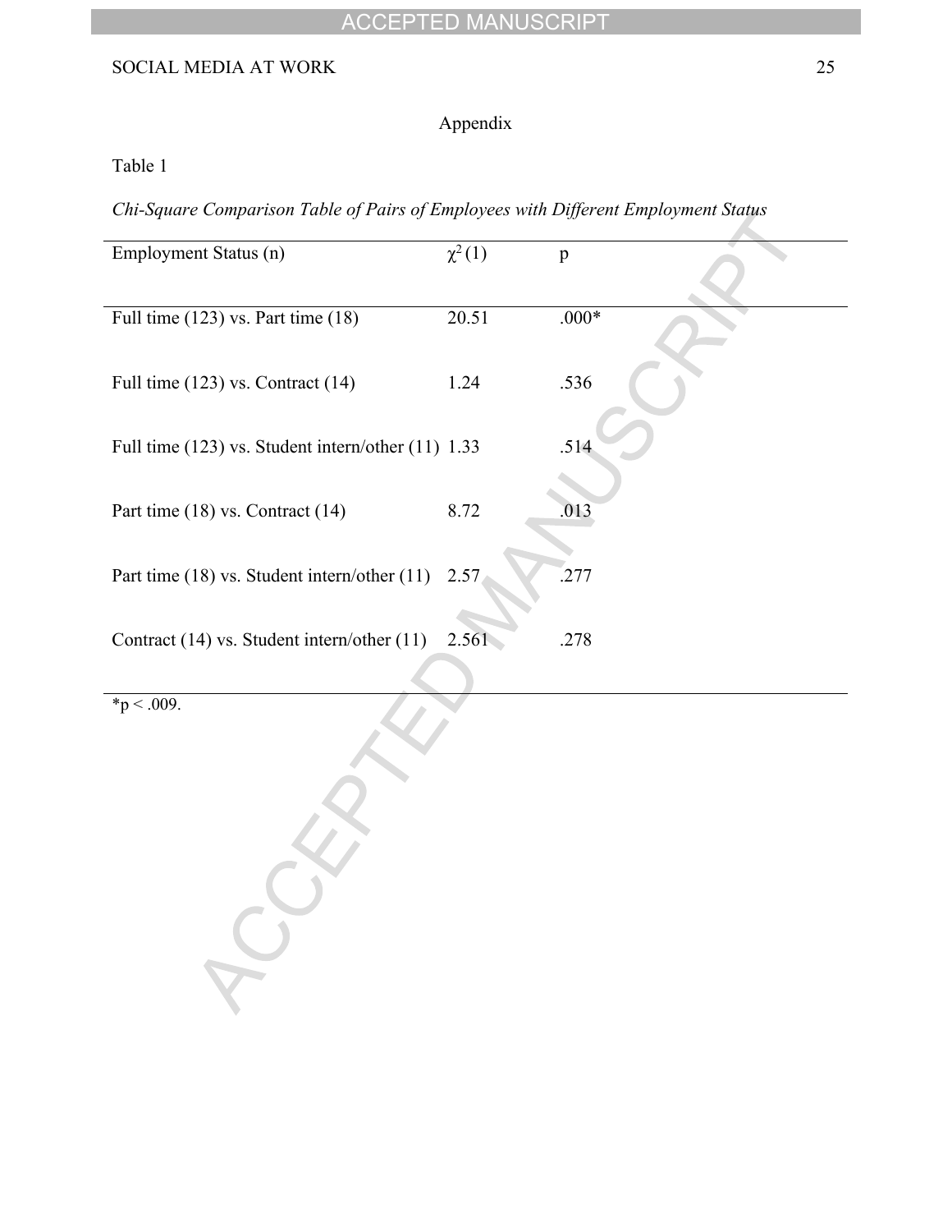## Appendix

Table 1

*Chi-Square Comparison Table of Pairs of Employees with Different Employment Status*

| Employment Status (n) | $\chi^2(1)$ | p |
|---|---|---|
| Full time (123) vs. Part time (18) | 20.51 | .000* |
| Full time (123) vs. Contract (14) | 1.24 | .536 |
| Full time (123) vs. Student intern/other (11) | 1.33 | .514 |
| Part time (18) vs. Contract (14) | 8.72 | .013 |
| Part time (18) vs. Student intern/other (11) | 2.57 | .277 |
| Contract (14) vs. Student intern/other (11) | 2.561 | .278 |

*p < .009.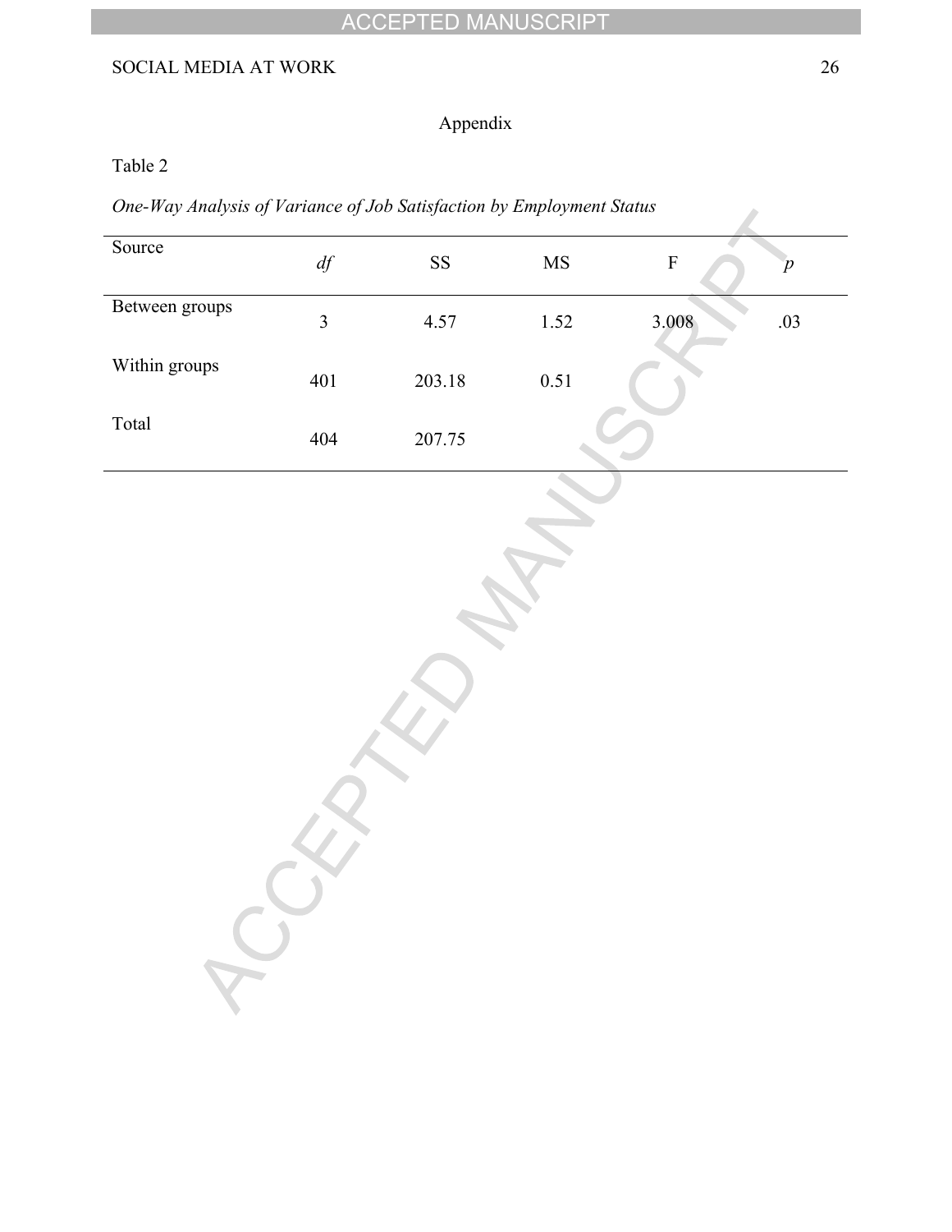## Appendix

Table 2

*One-Way Analysis of Variance of Job Satisfaction by Employment Status*

| Source | *df* | SS | MS | F | *p* |
|---|---|---|---|---|---|
| Between groups | 3 | 4.57 | 1.52 | 3.008 | .03 |
| Within groups | 401 | 203.18 | 0.51 | | |
| Total | 404 | 207.75 | | | |